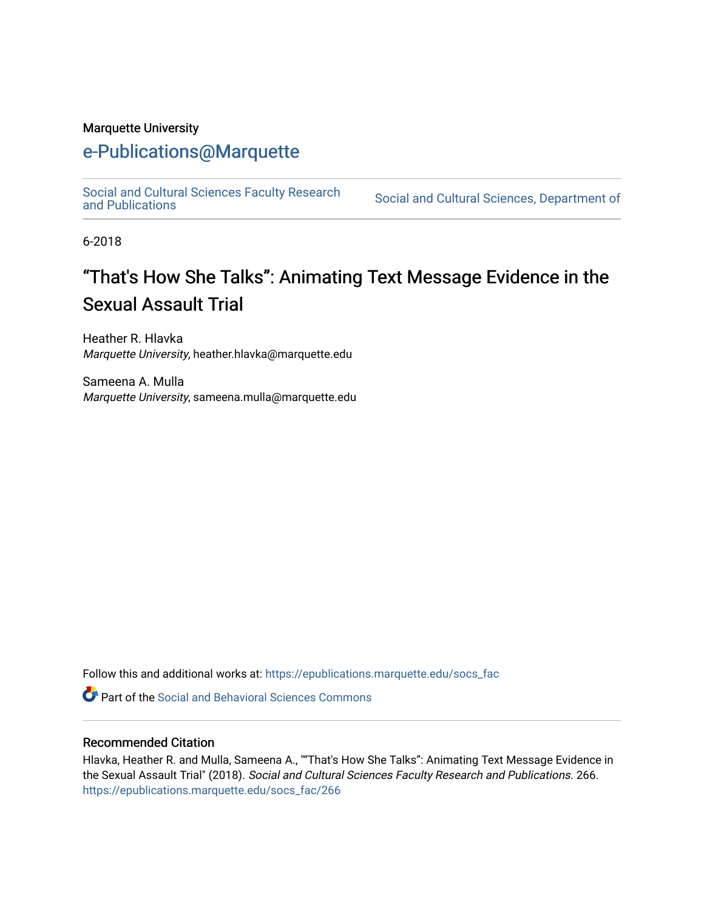Marquette University

# e-Publications@Marquette

Social and Cultural Sciences Faculty Research and Publications | Social and Cultural Sciences, Department of

6-2018

# "That's How She Talks": Animating Text Message Evidence in the Sexual Assault Trial

Heather R. Hlavka
*Marquette University*, heather.hlavka@marquette.edu

Sameena A. Mulla
*Marquette University*, sameena.mulla@marquette.edu

Follow this and additional works at: https://epublications.marquette.edu/socs_fac

Part of the Social and Behavioral Sciences Commons

## Recommended Citation

Hlavka, Heather R. and Mulla, Sameena A., ""That's How She Talks": Animating Text Message Evidence in the Sexual Assault Trial" (2018). *Social and Cultural Sciences Faculty Research and Publications*. 266.
https://epublications.marquette.edu/socs_fac/266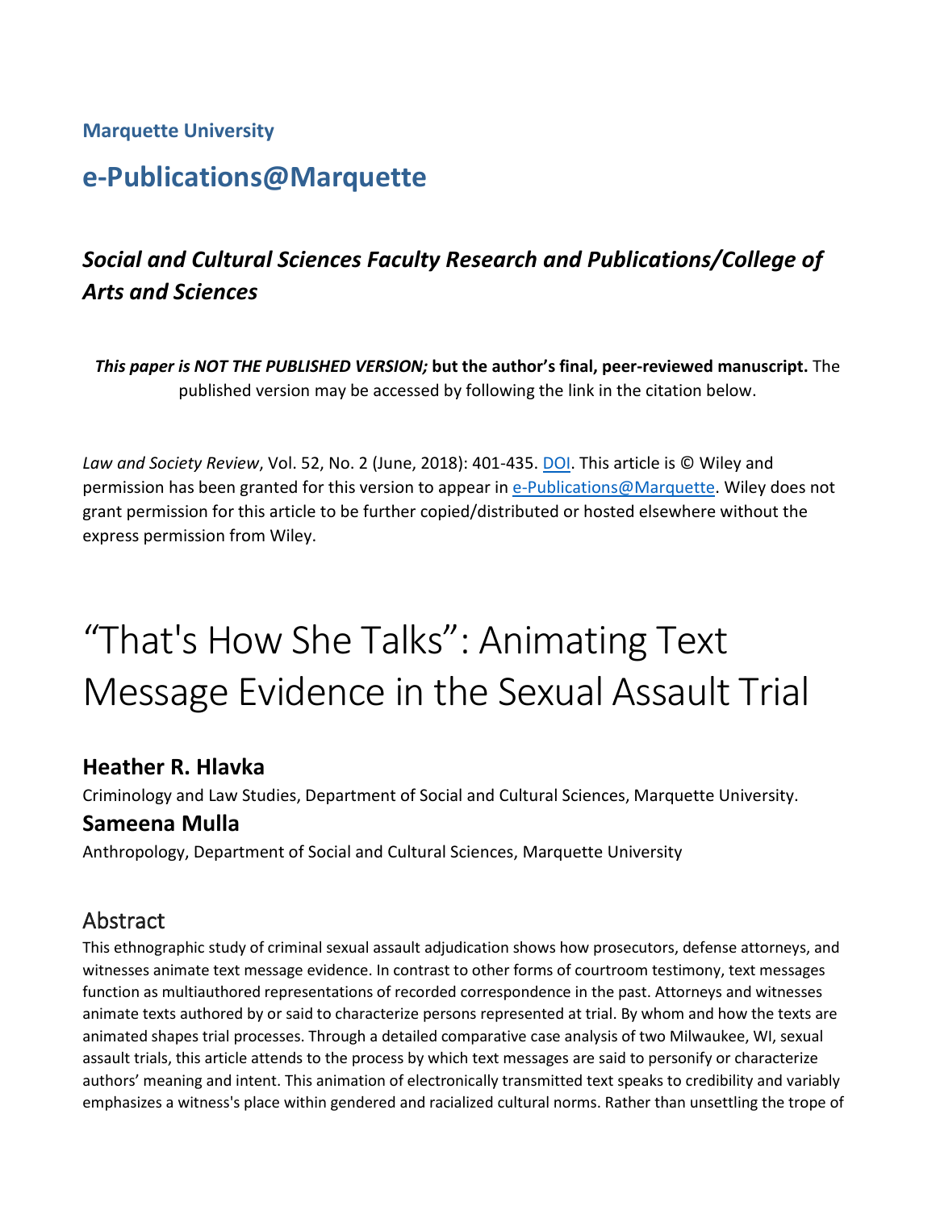Marquette University

# e-Publications@Marquette

## *Social and Cultural Sciences Faculty Research and Publications/College of Arts and Sciences*

***This paper is NOT THE PUBLISHED VERSION;*** **but the author's final, peer-reviewed manuscript.** The published version may be accessed by following the link in the citation below.

*Law and Society Review*, Vol. 52, No. 2 (June, 2018): 401-435. DOI. This article is © Wiley and permission has been granted for this version to appear in e-Publications@Marquette. Wiley does not grant permission for this article to be further copied/distributed or hosted elsewhere without the express permission from Wiley.

# "That's How She Talks": Animating Text Message Evidence in the Sexual Assault Trial

### Heather R. Hlavka

Criminology and Law Studies, Department of Social and Cultural Sciences, Marquette University.

### Sameena Mulla

Anthropology, Department of Social and Cultural Sciences, Marquette University

## Abstract

This ethnographic study of criminal sexual assault adjudication shows how prosecutors, defense attorneys, and witnesses animate text message evidence. In contrast to other forms of courtroom testimony, text messages function as multiauthored representations of recorded correspondence in the past. Attorneys and witnesses animate texts authored by or said to characterize persons represented at trial. By whom and how the texts are animated shapes trial processes. Through a detailed comparative case analysis of two Milwaukee, WI, sexual assault trials, this article attends to the process by which text messages are said to personify or characterize authors' meaning and intent. This animation of electronically transmitted text speaks to credibility and variably emphasizes a witness's place within gendered and racialized cultural norms. Rather than unsettling the trope of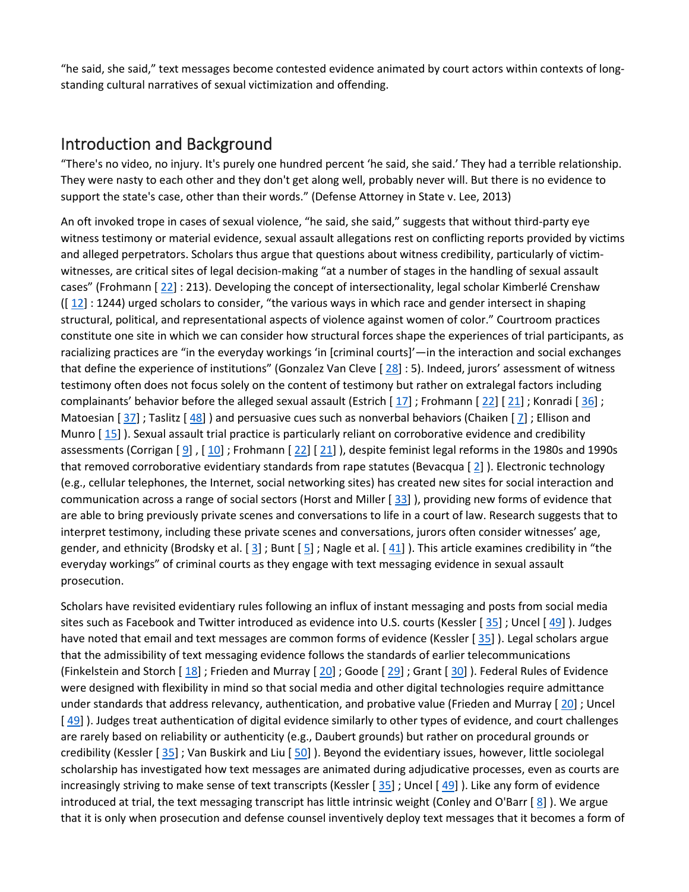"he said, she said," text messages become contested evidence animated by court actors within contexts of long-standing cultural narratives of sexual victimization and offending.

## Introduction and Background

"There's no video, no injury. It's purely one hundred percent 'he said, she said.' They had a terrible relationship. They were nasty to each other and they don't get along well, probably never will. But there is no evidence to support the state's case, other than their words." (Defense Attorney in State v. Lee, 2013)

An oft invoked trope in cases of sexual violence, "he said, she said," suggests that without third-party eye witness testimony or material evidence, sexual assault allegations rest on conflicting reports provided by victims and alleged perpetrators. Scholars thus argue that questions about witness credibility, particularly of victim-witnesses, are critical sites of legal decision-making "at a number of stages in the handling of sexual assault cases" (Frohmann [ 22] : 213). Developing the concept of intersectionality, legal scholar Kimberlé Crenshaw ([ 12] : 1244) urged scholars to consider, "the various ways in which race and gender intersect in shaping structural, political, and representational aspects of violence against women of color." Courtroom practices constitute one site in which we can consider how structural forces shape the experiences of trial participants, as racializing practices are "in the everyday workings 'in [criminal courts]'—in the interaction and social exchanges that define the experience of institutions" (Gonzalez Van Cleve [ 28] : 5). Indeed, jurors' assessment of witness testimony often does not focus solely on the content of testimony but rather on extralegal factors including complainants' behavior before the alleged sexual assault (Estrich [ 17] ; Frohmann [ 22] [ 21] ; Konradi [ 36] ; Matoesian [ 37] ; Taslitz [ 48] ) and persuasive cues such as nonverbal behaviors (Chaiken [ 7] ; Ellison and Munro [ 15] ). Sexual assault trial practice is particularly reliant on corroborative evidence and credibility assessments (Corrigan [ 9] , [ 10] ; Frohmann [ 22] [ 21] ), despite feminist legal reforms in the 1980s and 1990s that removed corroborative evidentiary standards from rape statutes (Bevacqua [ 2] ). Electronic technology (e.g., cellular telephones, the Internet, social networking sites) has created new sites for social interaction and communication across a range of social sectors (Horst and Miller [ 33] ), providing new forms of evidence that are able to bring previously private scenes and conversations to life in a court of law. Research suggests that to interpret testimony, including these private scenes and conversations, jurors often consider witnesses' age, gender, and ethnicity (Brodsky et al. [ 3] ; Bunt [ 5] ; Nagle et al. [ 41] ). This article examines credibility in "the everyday workings" of criminal courts as they engage with text messaging evidence in sexual assault prosecution.

Scholars have revisited evidentiary rules following an influx of instant messaging and posts from social media sites such as Facebook and Twitter introduced as evidence into U.S. courts (Kessler [ 35] ; Uncel [ 49] ). Judges have noted that email and text messages are common forms of evidence (Kessler [ 35] ). Legal scholars argue that the admissibility of text messaging evidence follows the standards of earlier telecommunications (Finkelstein and Storch [ 18] ; Frieden and Murray [ 20] ; Goode [ 29] ; Grant [ 30] ). Federal Rules of Evidence were designed with flexibility in mind so that social media and other digital technologies require admittance under standards that address relevancy, authentication, and probative value (Frieden and Murray [ 20] ; Uncel [ 49] ). Judges treat authentication of digital evidence similarly to other types of evidence, and court challenges are rarely based on reliability or authenticity (e.g., Daubert grounds) but rather on procedural grounds or credibility (Kessler [ 35] ; Van Buskirk and Liu [ 50] ). Beyond the evidentiary issues, however, little sociolegal scholarship has investigated how text messages are animated during adjudicative processes, even as courts are increasingly striving to make sense of text transcripts (Kessler [ 35] ; Uncel [ 49] ). Like any form of evidence introduced at trial, the text messaging transcript has little intrinsic weight (Conley and O'Barr [ 8] ). We argue that it is only when prosecution and defense counsel inventively deploy text messages that it becomes a form of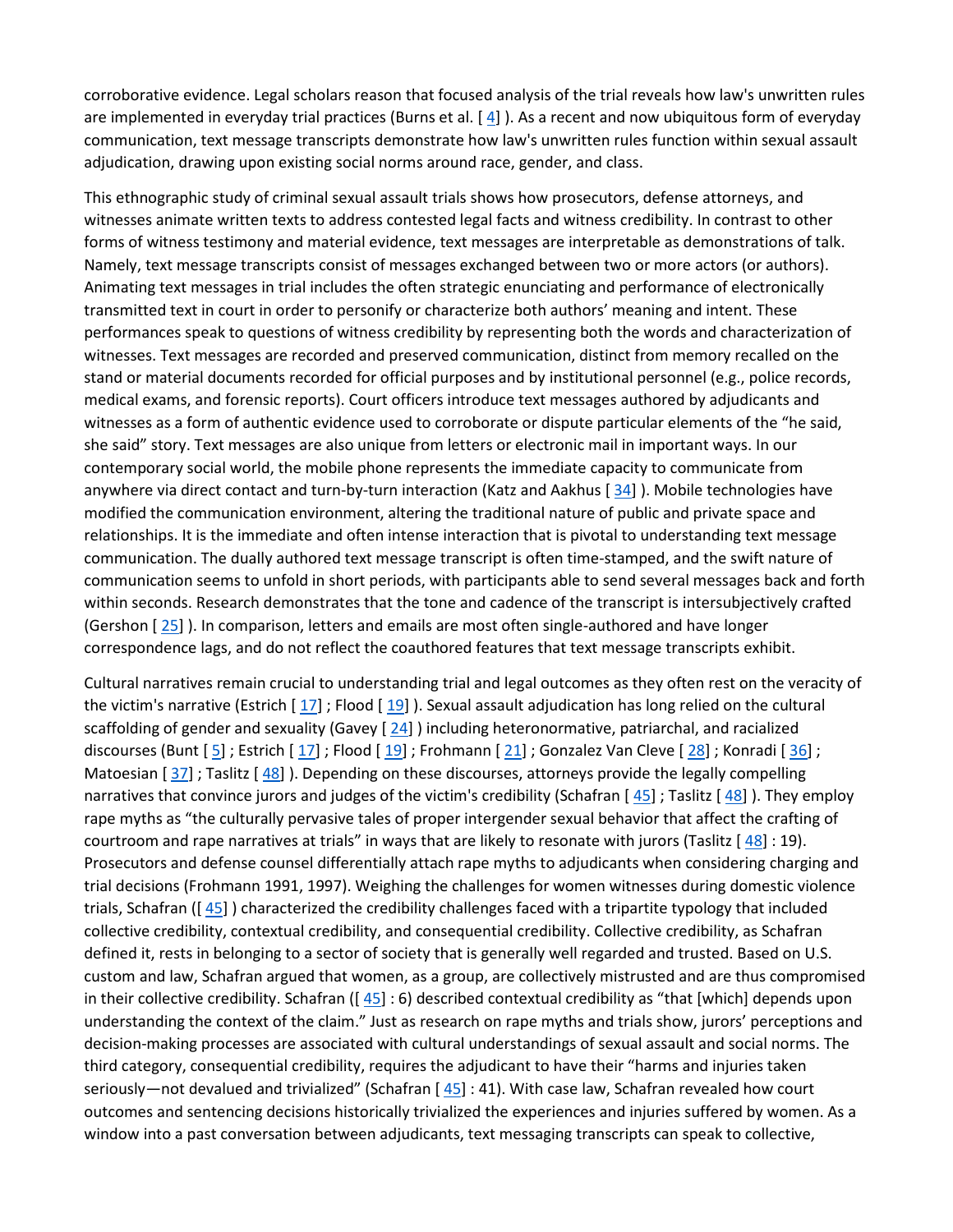corroborative evidence. Legal scholars reason that focused analysis of the trial reveals how law's unwritten rules are implemented in everyday trial practices (Burns et al. [ 4] ). As a recent and now ubiquitous form of everyday communication, text message transcripts demonstrate how law's unwritten rules function within sexual assault adjudication, drawing upon existing social norms around race, gender, and class.

This ethnographic study of criminal sexual assault trials shows how prosecutors, defense attorneys, and witnesses animate written texts to address contested legal facts and witness credibility. In contrast to other forms of witness testimony and material evidence, text messages are interpretable as demonstrations of talk. Namely, text message transcripts consist of messages exchanged between two or more actors (or authors). Animating text messages in trial includes the often strategic enunciating and performance of electronically transmitted text in court in order to personify or characterize both authors' meaning and intent. These performances speak to questions of witness credibility by representing both the words and characterization of witnesses. Text messages are recorded and preserved communication, distinct from memory recalled on the stand or material documents recorded for official purposes and by institutional personnel (e.g., police records, medical exams, and forensic reports). Court officers introduce text messages authored by adjudicants and witnesses as a form of authentic evidence used to corroborate or dispute particular elements of the "he said, she said" story. Text messages are also unique from letters or electronic mail in important ways. In our contemporary social world, the mobile phone represents the immediate capacity to communicate from anywhere via direct contact and turn-by-turn interaction (Katz and Aakhus [ 34] ). Mobile technologies have modified the communication environment, altering the traditional nature of public and private space and relationships. It is the immediate and often intense interaction that is pivotal to understanding text message communication. The dually authored text message transcript is often time-stamped, and the swift nature of communication seems to unfold in short periods, with participants able to send several messages back and forth within seconds. Research demonstrates that the tone and cadence of the transcript is intersubjectively crafted (Gershon [ 25] ). In comparison, letters and emails are most often single-authored and have longer correspondence lags, and do not reflect the coauthored features that text message transcripts exhibit.

Cultural narratives remain crucial to understanding trial and legal outcomes as they often rest on the veracity of the victim's narrative (Estrich [ 17] ; Flood [ 19] ). Sexual assault adjudication has long relied on the cultural scaffolding of gender and sexuality (Gavey [ 24] ) including heteronormative, patriarchal, and racialized discourses (Bunt [ 5] ; Estrich [ 17] ; Flood [ 19] ; Frohmann [ 21] ; Gonzalez Van Cleve [ 28] ; Konradi [ 36] ; Matoesian [ 37] ; Taslitz [ 48] ). Depending on these discourses, attorneys provide the legally compelling narratives that convince jurors and judges of the victim's credibility (Schafran [ 45] ; Taslitz [ 48] ). They employ rape myths as "the culturally pervasive tales of proper intergender sexual behavior that affect the crafting of courtroom and rape narratives at trials" in ways that are likely to resonate with jurors (Taslitz [ 48] : 19). Prosecutors and defense counsel differentially attach rape myths to adjudicants when considering charging and trial decisions (Frohmann 1991, 1997). Weighing the challenges for women witnesses during domestic violence trials, Schafran ([ 45] ) characterized the credibility challenges faced with a tripartite typology that included collective credibility, contextual credibility, and consequential credibility. Collective credibility, as Schafran defined it, rests in belonging to a sector of society that is generally well regarded and trusted. Based on U.S. custom and law, Schafran argued that women, as a group, are collectively mistrusted and are thus compromised in their collective credibility. Schafran ([ 45] : 6) described contextual credibility as "that [which] depends upon understanding the context of the claim." Just as research on rape myths and trials show, jurors' perceptions and decision-making processes are associated with cultural understandings of sexual assault and social norms. The third category, consequential credibility, requires the adjudicant to have their "harms and injuries taken seriously—not devalued and trivialized" (Schafran [ 45] : 41). With case law, Schafran revealed how court outcomes and sentencing decisions historically trivialized the experiences and injuries suffered by women. As a window into a past conversation between adjudicants, text messaging transcripts can speak to collective,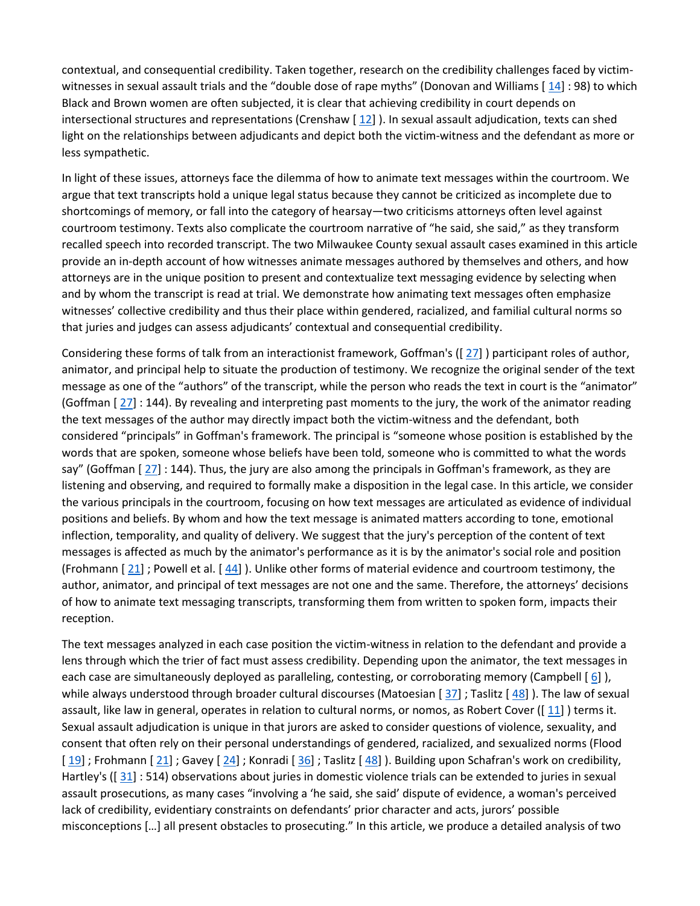contextual, and consequential credibility. Taken together, research on the credibility challenges faced by victim-witnesses in sexual assault trials and the "double dose of rape myths" (Donovan and Williams [ 14] : 98) to which Black and Brown women are often subjected, it is clear that achieving credibility in court depends on intersectional structures and representations (Crenshaw [ 12] ). In sexual assault adjudication, texts can shed light on the relationships between adjudicants and depict both the victim-witness and the defendant as more or less sympathetic.

In light of these issues, attorneys face the dilemma of how to animate text messages within the courtroom. We argue that text transcripts hold a unique legal status because they cannot be criticized as incomplete due to shortcomings of memory, or fall into the category of hearsay—two criticisms attorneys often level against courtroom testimony. Texts also complicate the courtroom narrative of "he said, she said," as they transform recalled speech into recorded transcript. The two Milwaukee County sexual assault cases examined in this article provide an in-depth account of how witnesses animate messages authored by themselves and others, and how attorneys are in the unique position to present and contextualize text messaging evidence by selecting when and by whom the transcript is read at trial. We demonstrate how animating text messages often emphasize witnesses' collective credibility and thus their place within gendered, racialized, and familial cultural norms so that juries and judges can assess adjudicants' contextual and consequential credibility.

Considering these forms of talk from an interactionist framework, Goffman's ([ 27] ) participant roles of author, animator, and principal help to situate the production of testimony. We recognize the original sender of the text message as one of the "authors" of the transcript, while the person who reads the text in court is the "animator" (Goffman [ 27] : 144). By revealing and interpreting past moments to the jury, the work of the animator reading the text messages of the author may directly impact both the victim-witness and the defendant, both considered "principals" in Goffman's framework. The principal is "someone whose position is established by the words that are spoken, someone whose beliefs have been told, someone who is committed to what the words say" (Goffman [ 27] : 144). Thus, the jury are also among the principals in Goffman's framework, as they are listening and observing, and required to formally make a disposition in the legal case. In this article, we consider the various principals in the courtroom, focusing on how text messages are articulated as evidence of individual positions and beliefs. By whom and how the text message is animated matters according to tone, emotional inflection, temporality, and quality of delivery. We suggest that the jury's perception of the content of text messages is affected as much by the animator's performance as it is by the animator's social role and position (Frohmann [ 21] ; Powell et al. [ 44] ). Unlike other forms of material evidence and courtroom testimony, the author, animator, and principal of text messages are not one and the same. Therefore, the attorneys' decisions of how to animate text messaging transcripts, transforming them from written to spoken form, impacts their reception.

The text messages analyzed in each case position the victim-witness in relation to the defendant and provide a lens through which the trier of fact must assess credibility. Depending upon the animator, the text messages in each case are simultaneously deployed as paralleling, contesting, or corroborating memory (Campbell [ 6] ), while always understood through broader cultural discourses (Matoesian [ 37] ; Taslitz [ 48] ). The law of sexual assault, like law in general, operates in relation to cultural norms, or nomos, as Robert Cover ([ 11] ) terms it. Sexual assault adjudication is unique in that jurors are asked to consider questions of violence, sexuality, and consent that often rely on their personal understandings of gendered, racialized, and sexualized norms (Flood [ 19] ; Frohmann [ 21] ; Gavey [ 24] ; Konradi [ 36] ; Taslitz [ 48] ). Building upon Schafran's work on credibility, Hartley's ([ 31] : 514) observations about juries in domestic violence trials can be extended to juries in sexual assault prosecutions, as many cases "involving a 'he said, she said' dispute of evidence, a woman's perceived lack of credibility, evidentiary constraints on defendants' prior character and acts, jurors' possible misconceptions […] all present obstacles to prosecuting." In this article, we produce a detailed analysis of two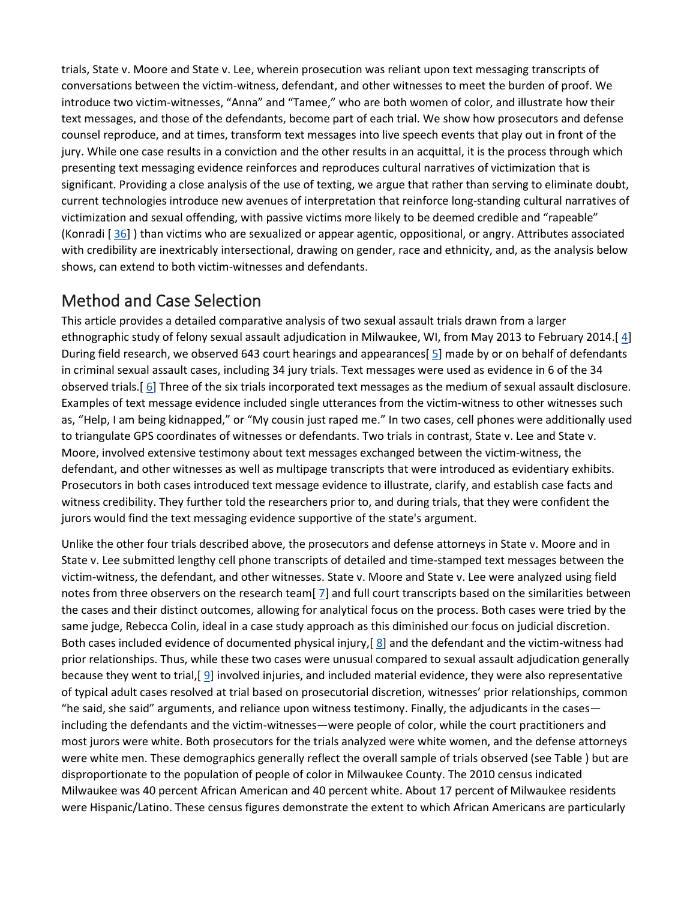trials, State v. Moore and State v. Lee, wherein prosecution was reliant upon text messaging transcripts of conversations between the victim-witness, defendant, and other witnesses to meet the burden of proof. We introduce two victim-witnesses, "Anna" and "Tamee," who are both women of color, and illustrate how their text messages, and those of the defendants, become part of each trial. We show how prosecutors and defense counsel reproduce, and at times, transform text messages into live speech events that play out in front of the jury. While one case results in a conviction and the other results in an acquittal, it is the process through which presenting text messaging evidence reinforces and reproduces cultural narratives of victimization that is significant. Providing a close analysis of the use of texting, we argue that rather than serving to eliminate doubt, current technologies introduce new avenues of interpretation that reinforce long-standing cultural narratives of victimization and sexual offending, with passive victims more likely to be deemed credible and "rapeable" (Konradi [ 36] ) than victims who are sexualized or appear agentic, oppositional, or angry. Attributes associated with credibility are inextricably intersectional, drawing on gender, race and ethnicity, and, as the analysis below shows, can extend to both victim-witnesses and defendants.

## Method and Case Selection

This article provides a detailed comparative analysis of two sexual assault trials drawn from a larger ethnographic study of felony sexual assault adjudication in Milwaukee, WI, from May 2013 to February 2014.[ 4] During field research, we observed 643 court hearings and appearances[ 5] made by or on behalf of defendants in criminal sexual assault cases, including 34 jury trials. Text messages were used as evidence in 6 of the 34 observed trials.[ 6] Three of the six trials incorporated text messages as the medium of sexual assault disclosure. Examples of text message evidence included single utterances from the victim-witness to other witnesses such as, "Help, I am being kidnapped," or "My cousin just raped me." In two cases, cell phones were additionally used to triangulate GPS coordinates of witnesses or defendants. Two trials in contrast, State v. Lee and State v. Moore, involved extensive testimony about text messages exchanged between the victim-witness, the defendant, and other witnesses as well as multipage transcripts that were introduced as evidentiary exhibits. Prosecutors in both cases introduced text message evidence to illustrate, clarify, and establish case facts and witness credibility. They further told the researchers prior to, and during trials, that they were confident the jurors would find the text messaging evidence supportive of the state's argument.

Unlike the other four trials described above, the prosecutors and defense attorneys in State v. Moore and in State v. Lee submitted lengthy cell phone transcripts of detailed and time-stamped text messages between the victim-witness, the defendant, and other witnesses. State v. Moore and State v. Lee were analyzed using field notes from three observers on the research team[ 7] and full court transcripts based on the similarities between the cases and their distinct outcomes, allowing for analytical focus on the process. Both cases were tried by the same judge, Rebecca Colin, ideal in a case study approach as this diminished our focus on judicial discretion. Both cases included evidence of documented physical injury,[ 8] and the defendant and the victim-witness had prior relationships. Thus, while these two cases were unusual compared to sexual assault adjudication generally because they went to trial,[ 9] involved injuries, and included material evidence, they were also representative of typical adult cases resolved at trial based on prosecutorial discretion, witnesses' prior relationships, common "he said, she said" arguments, and reliance upon witness testimony. Finally, the adjudicants in the cases—including the defendants and the victim-witnesses—were people of color, while the court practitioners and most jurors were white. Both prosecutors for the trials analyzed were white women, and the defense attorneys were white men. These demographics generally reflect the overall sample of trials observed (see Table ) but are disproportionate to the population of people of color in Milwaukee County. The 2010 census indicated Milwaukee was 40 percent African American and 40 percent white. About 17 percent of Milwaukee residents were Hispanic/Latino. These census figures demonstrate the extent to which African Americans are particularly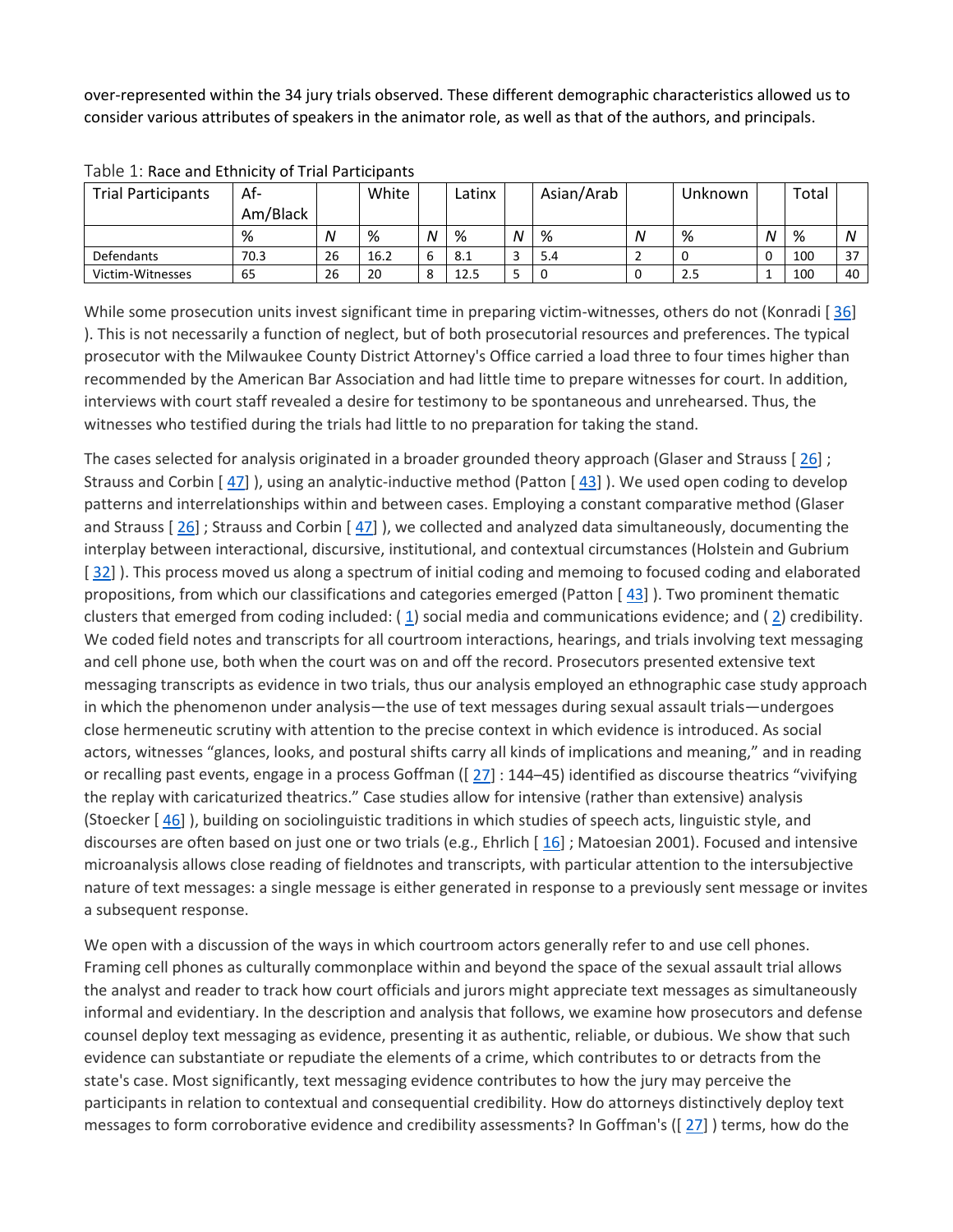over-represented within the 34 jury trials observed. These different demographic characteristics allowed us to consider various attributes of speakers in the animator role, as well as that of the authors, and principals.

Table 1: Race and Ethnicity of Trial Participants

| Trial Participants | Af-Am/Black | | White | | Latinx | | Asian/Arab | | Unknown | | Total | |
|---|---|---|---|---|---|---|---|---|---|---|---|---|
| | % | *N* | % | *N* | % | *N* | % | *N* | % | *N* | % | *N* |
| Defendants | 70.3 | 26 | 16.2 | 6 | 8.1 | 3 | 5.4 | 2 | 0 | 0 | 100 | 37 |
| Victim-Witnesses | 65 | 26 | 20 | 8 | 12.5 | 5 | 0 | 0 | 2.5 | 1 | 100 | 40 |

While some prosecution units invest significant time in preparing victim-witnesses, others do not (Konradi [ 36] ). This is not necessarily a function of neglect, but of both prosecutorial resources and preferences. The typical prosecutor with the Milwaukee County District Attorney's Office carried a load three to four times higher than recommended by the American Bar Association and had little time to prepare witnesses for court. In addition, interviews with court staff revealed a desire for testimony to be spontaneous and unrehearsed. Thus, the witnesses who testified during the trials had little to no preparation for taking the stand.

The cases selected for analysis originated in a broader grounded theory approach (Glaser and Strauss [ 26] ; Strauss and Corbin [ 47] ), using an analytic-inductive method (Patton [ 43] ). We used open coding to develop patterns and interrelationships within and between cases. Employing a constant comparative method (Glaser and Strauss [ 26] ; Strauss and Corbin [ 47] ), we collected and analyzed data simultaneously, documenting the interplay between interactional, discursive, institutional, and contextual circumstances (Holstein and Gubrium [ 32] ). This process moved us along a spectrum of initial coding and memoing to focused coding and elaborated propositions, from which our classifications and categories emerged (Patton [ 43] ). Two prominent thematic clusters that emerged from coding included: ( 1) social media and communications evidence; and ( 2) credibility. We coded field notes and transcripts for all courtroom interactions, hearings, and trials involving text messaging and cell phone use, both when the court was on and off the record. Prosecutors presented extensive text messaging transcripts as evidence in two trials, thus our analysis employed an ethnographic case study approach in which the phenomenon under analysis—the use of text messages during sexual assault trials—undergoes close hermeneutic scrutiny with attention to the precise context in which evidence is introduced. As social actors, witnesses "glances, looks, and postural shifts carry all kinds of implications and meaning," and in reading or recalling past events, engage in a process Goffman ([ 27] : 144–45) identified as discourse theatrics "vivifying the replay with caricaturized theatrics." Case studies allow for intensive (rather than extensive) analysis (Stoecker [ 46] ), building on sociolinguistic traditions in which studies of speech acts, linguistic style, and discourses are often based on just one or two trials (e.g., Ehrlich [ 16] ; Matoesian 2001). Focused and intensive microanalysis allows close reading of fieldnotes and transcripts, with particular attention to the intersubjective nature of text messages: a single message is either generated in response to a previously sent message or invites a subsequent response.

We open with a discussion of the ways in which courtroom actors generally refer to and use cell phones. Framing cell phones as culturally commonplace within and beyond the space of the sexual assault trial allows the analyst and reader to track how court officials and jurors might appreciate text messages as simultaneously informal and evidentiary. In the description and analysis that follows, we examine how prosecutors and defense counsel deploy text messaging as evidence, presenting it as authentic, reliable, or dubious. We show that such evidence can substantiate or repudiate the elements of a crime, which contributes to or detracts from the state's case. Most significantly, text messaging evidence contributes to how the jury may perceive the participants in relation to contextual and consequential credibility. How do attorneys distinctively deploy text messages to form corroborative evidence and credibility assessments? In Goffman's ([ 27] ) terms, how do the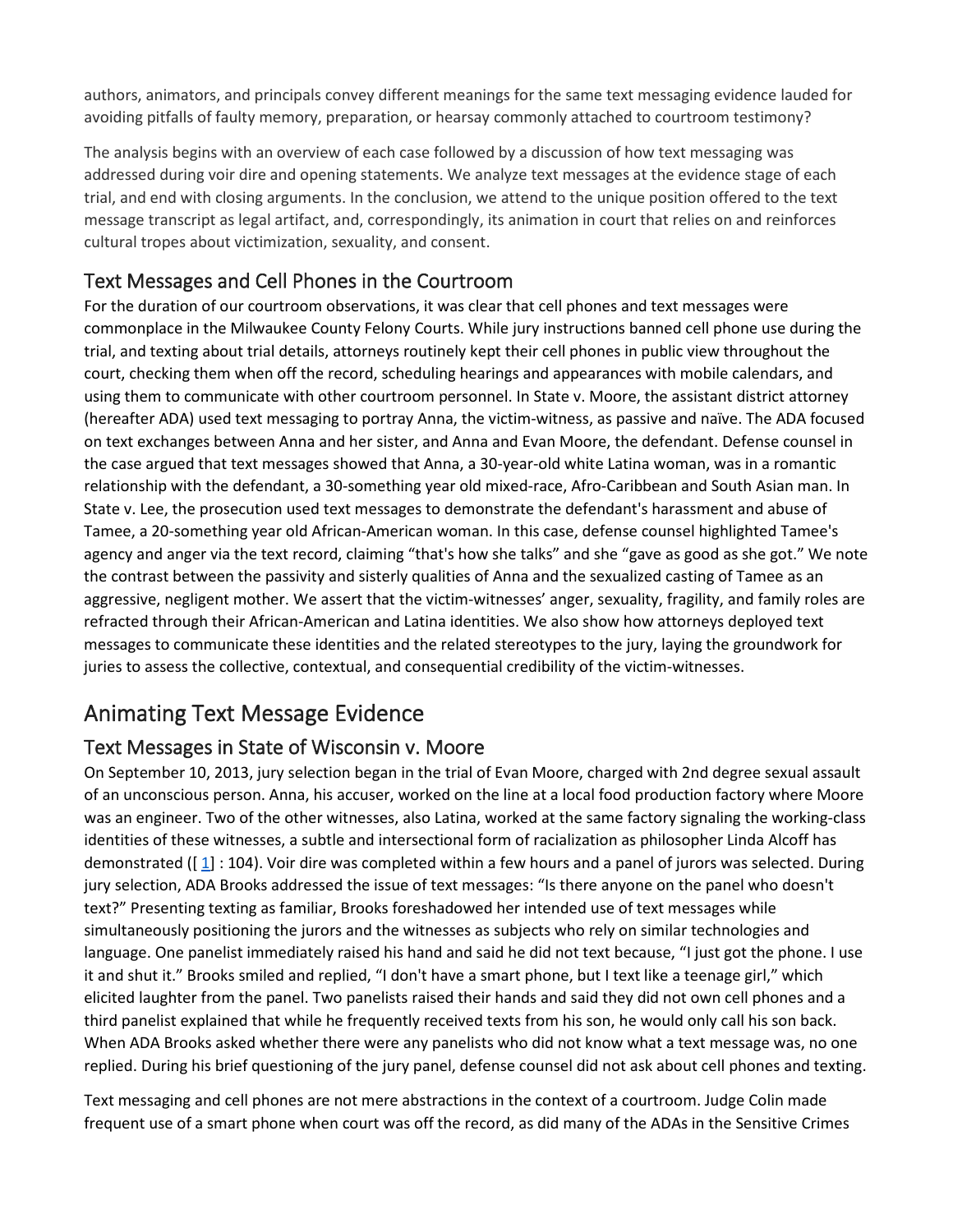authors, animators, and principals convey different meanings for the same text messaging evidence lauded for avoiding pitfalls of faulty memory, preparation, or hearsay commonly attached to courtroom testimony?

The analysis begins with an overview of each case followed by a discussion of how text messaging was addressed during voir dire and opening statements. We analyze text messages at the evidence stage of each trial, and end with closing arguments. In the conclusion, we attend to the unique position offered to the text message transcript as legal artifact, and, correspondingly, its animation in court that relies on and reinforces cultural tropes about victimization, sexuality, and consent.

## Text Messages and Cell Phones in the Courtroom

For the duration of our courtroom observations, it was clear that cell phones and text messages were commonplace in the Milwaukee County Felony Courts. While jury instructions banned cell phone use during the trial, and texting about trial details, attorneys routinely kept their cell phones in public view throughout the court, checking them when off the record, scheduling hearings and appearances with mobile calendars, and using them to communicate with other courtroom personnel. In State v. Moore, the assistant district attorney (hereafter ADA) used text messaging to portray Anna, the victim-witness, as passive and naïve. The ADA focused on text exchanges between Anna and her sister, and Anna and Evan Moore, the defendant. Defense counsel in the case argued that text messages showed that Anna, a 30-year-old white Latina woman, was in a romantic relationship with the defendant, a 30-something year old mixed-race, Afro-Caribbean and South Asian man. In State v. Lee, the prosecution used text messages to demonstrate the defendant's harassment and abuse of Tamee, a 20-something year old African-American woman. In this case, defense counsel highlighted Tamee's agency and anger via the text record, claiming "that's how she talks" and she "gave as good as she got." We note the contrast between the passivity and sisterly qualities of Anna and the sexualized casting of Tamee as an aggressive, negligent mother. We assert that the victim-witnesses' anger, sexuality, fragility, and family roles are refracted through their African-American and Latina identities. We also show how attorneys deployed text messages to communicate these identities and the related stereotypes to the jury, laying the groundwork for juries to assess the collective, contextual, and consequential credibility of the victim-witnesses.

# Animating Text Message Evidence

## Text Messages in State of Wisconsin v. Moore

On September 10, 2013, jury selection began in the trial of Evan Moore, charged with 2nd degree sexual assault of an unconscious person. Anna, his accuser, worked on the line at a local food production factory where Moore was an engineer. Two of the other witnesses, also Latina, worked at the same factory signaling the working-class identities of these witnesses, a subtle and intersectional form of racialization as philosopher Linda Alcoff has demonstrated ([1] : 104). Voir dire was completed within a few hours and a panel of jurors was selected. During jury selection, ADA Brooks addressed the issue of text messages: "Is there anyone on the panel who doesn't text?" Presenting texting as familiar, Brooks foreshadowed her intended use of text messages while simultaneously positioning the jurors and the witnesses as subjects who rely on similar technologies and language. One panelist immediately raised his hand and said he did not text because, "I just got the phone. I use it and shut it." Brooks smiled and replied, "I don't have a smart phone, but I text like a teenage girl," which elicited laughter from the panel. Two panelists raised their hands and said they did not own cell phones and a third panelist explained that while he frequently received texts from his son, he would only call his son back. When ADA Brooks asked whether there were any panelists who did not know what a text message was, no one replied. During his brief questioning of the jury panel, defense counsel did not ask about cell phones and texting.

Text messaging and cell phones are not mere abstractions in the context of a courtroom. Judge Colin made frequent use of a smart phone when court was off the record, as did many of the ADAs in the Sensitive Crimes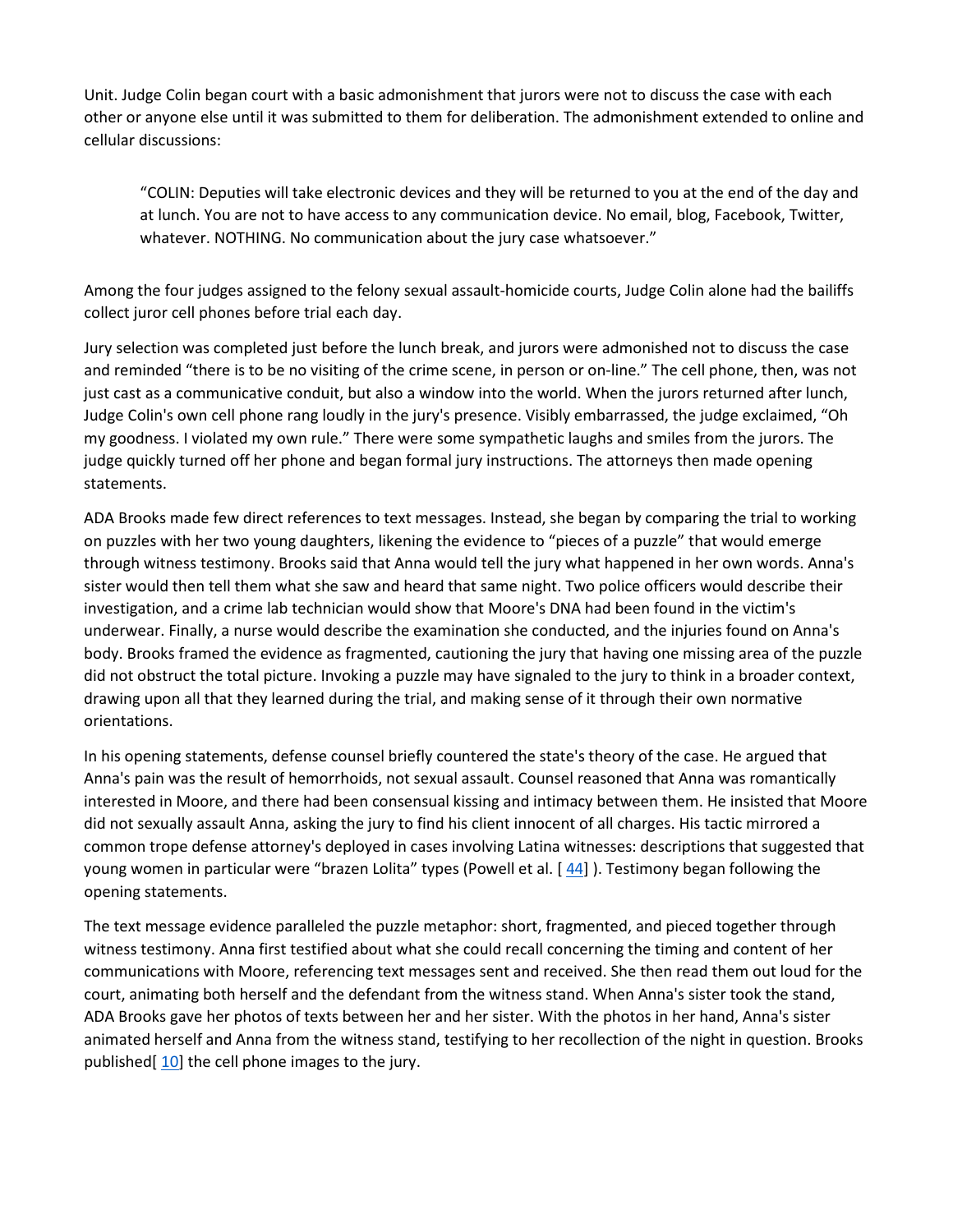Unit. Judge Colin began court with a basic admonishment that jurors were not to discuss the case with each other or anyone else until it was submitted to them for deliberation. The admonishment extended to online and cellular discussions:

> "COLIN: Deputies will take electronic devices and they will be returned to you at the end of the day and at lunch. You are not to have access to any communication device. No email, blog, Facebook, Twitter, whatever. NOTHING. No communication about the jury case whatsoever."

Among the four judges assigned to the felony sexual assault-homicide courts, Judge Colin alone had the bailiffs collect juror cell phones before trial each day.

Jury selection was completed just before the lunch break, and jurors were admonished not to discuss the case and reminded "there is to be no visiting of the crime scene, in person or on-line." The cell phone, then, was not just cast as a communicative conduit, but also a window into the world. When the jurors returned after lunch, Judge Colin's own cell phone rang loudly in the jury's presence. Visibly embarrassed, the judge exclaimed, "Oh my goodness. I violated my own rule." There were some sympathetic laughs and smiles from the jurors. The judge quickly turned off her phone and began formal jury instructions. The attorneys then made opening statements.

ADA Brooks made few direct references to text messages. Instead, she began by comparing the trial to working on puzzles with her two young daughters, likening the evidence to "pieces of a puzzle" that would emerge through witness testimony. Brooks said that Anna would tell the jury what happened in her own words. Anna's sister would then tell them what she saw and heard that same night. Two police officers would describe their investigation, and a crime lab technician would show that Moore's DNA had been found in the victim's underwear. Finally, a nurse would describe the examination she conducted, and the injuries found on Anna's body. Brooks framed the evidence as fragmented, cautioning the jury that having one missing area of the puzzle did not obstruct the total picture. Invoking a puzzle may have signaled to the jury to think in a broader context, drawing upon all that they learned during the trial, and making sense of it through their own normative orientations.

In his opening statements, defense counsel briefly countered the state's theory of the case. He argued that Anna's pain was the result of hemorrhoids, not sexual assault. Counsel reasoned that Anna was romantically interested in Moore, and there had been consensual kissing and intimacy between them. He insisted that Moore did not sexually assault Anna, asking the jury to find his client innocent of all charges. His tactic mirrored a common trope defense attorney's deployed in cases involving Latina witnesses: descriptions that suggested that young women in particular were "brazen Lolita" types (Powell et al. [ 44] ). Testimony began following the opening statements.

The text message evidence paralleled the puzzle metaphor: short, fragmented, and pieced together through witness testimony. Anna first testified about what she could recall concerning the timing and content of her communications with Moore, referencing text messages sent and received. She then read them out loud for the court, animating both herself and the defendant from the witness stand. When Anna's sister took the stand, ADA Brooks gave her photos of texts between her and her sister. With the photos in her hand, Anna's sister animated herself and Anna from the witness stand, testifying to her recollection of the night in question. Brooks published[ 10] the cell phone images to the jury.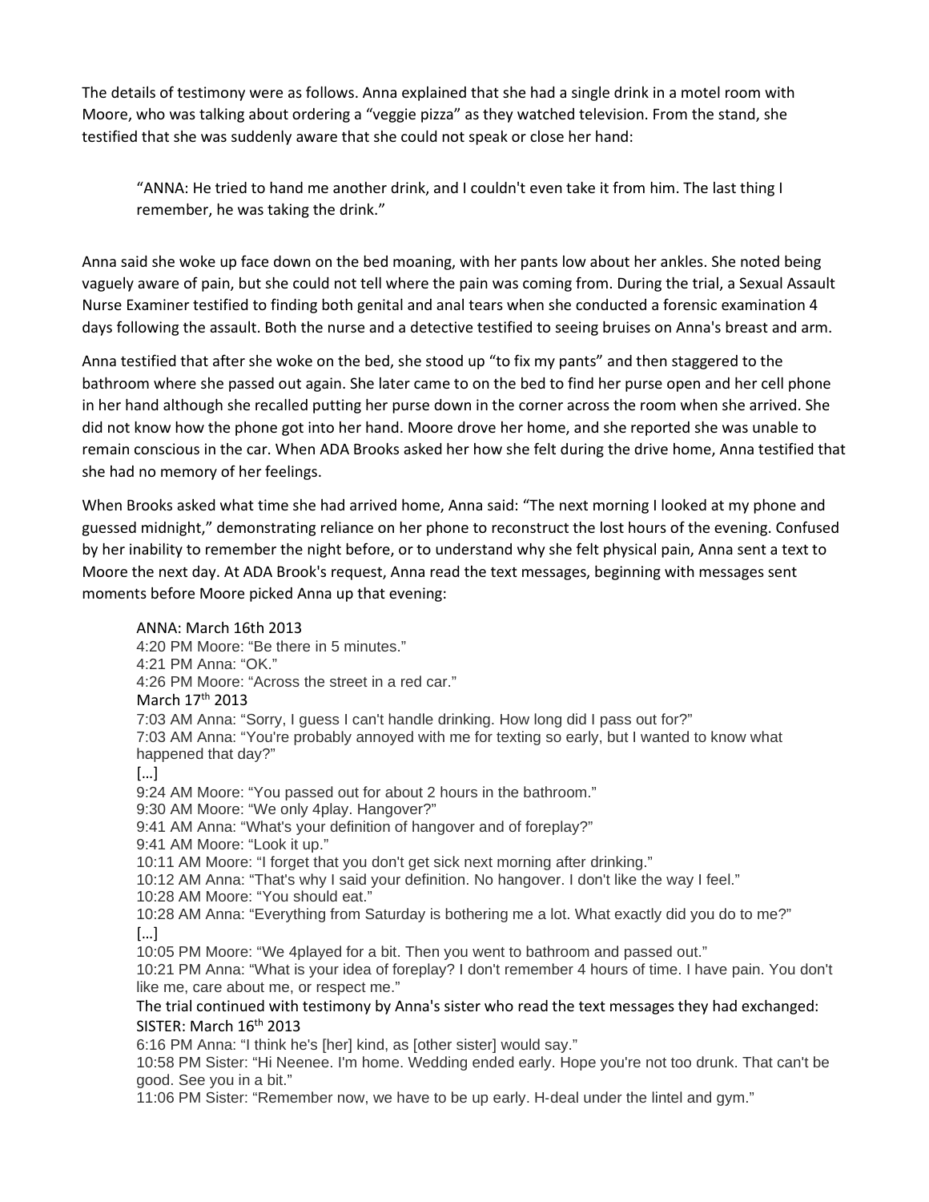The details of testimony were as follows. Anna explained that she had a single drink in a motel room with Moore, who was talking about ordering a "veggie pizza" as they watched television. From the stand, she testified that she was suddenly aware that she could not speak or close her hand:

> "ANNA: He tried to hand me another drink, and I couldn't even take it from him. The last thing I remember, he was taking the drink."

Anna said she woke up face down on the bed moaning, with her pants low about her ankles. She noted being vaguely aware of pain, but she could not tell where the pain was coming from. During the trial, a Sexual Assault Nurse Examiner testified to finding both genital and anal tears when she conducted a forensic examination 4 days following the assault. Both the nurse and a detective testified to seeing bruises on Anna's breast and arm.

Anna testified that after she woke on the bed, she stood up "to fix my pants" and then staggered to the bathroom where she passed out again. She later came to on the bed to find her purse open and her cell phone in her hand although she recalled putting her purse down in the corner across the room when she arrived. She did not know how the phone got into her hand. Moore drove her home, and she reported she was unable to remain conscious in the car. When ADA Brooks asked her how she felt during the drive home, Anna testified that she had no memory of her feelings.

When Brooks asked what time she had arrived home, Anna said: "The next morning I looked at my phone and guessed midnight," demonstrating reliance on her phone to reconstruct the lost hours of the evening. Confused by her inability to remember the night before, or to understand why she felt physical pain, Anna sent a text to Moore the next day. At ADA Brook's request, Anna read the text messages, beginning with messages sent moments before Moore picked Anna up that evening:

> ANNA: March 16th 2013
> 4:20 PM Moore: "Be there in 5 minutes."
> 4:21 PM Anna: "OK."
> 4:26 PM Moore: "Across the street in a red car."
> March 17th 2013
> 7:03 AM Anna: "Sorry, I guess I can't handle drinking. How long did I pass out for?"
> 7:03 AM Anna: "You're probably annoyed with me for texting so early, but I wanted to know what happened that day?"
> […]
> 9:24 AM Moore: "You passed out for about 2 hours in the bathroom."
> 9:30 AM Moore: "We only 4play. Hangover?"
> 9:41 AM Anna: "What's your definition of hangover and of foreplay?"
> 9:41 AM Moore: "Look it up."
> 10:11 AM Moore: "I forget that you don't get sick next morning after drinking."
> 10:12 AM Anna: "That's why I said your definition. No hangover. I don't like the way I feel."
> 10:28 AM Moore: "You should eat."
> 10:28 AM Anna: "Everything from Saturday is bothering me a lot. What exactly did you do to me?"
> […]
> 10:05 PM Moore: "We 4played for a bit. Then you went to bathroom and passed out."
> 10:21 PM Anna: "What is your idea of foreplay? I don't remember 4 hours of time. I have pain. You don't like me, care about me, or respect me."
> The trial continued with testimony by Anna's sister who read the text messages they had exchanged:
> SISTER: March 16th 2013
> 6:16 PM Anna: "I think he's [her] kind, as [other sister] would say."
> 10:58 PM Sister: "Hi Neenee. I'm home. Wedding ended early. Hope you're not too drunk. That can't be good. See you in a bit."
> 11:06 PM Sister: "Remember now, we have to be up early. H-deal under the lintel and gym."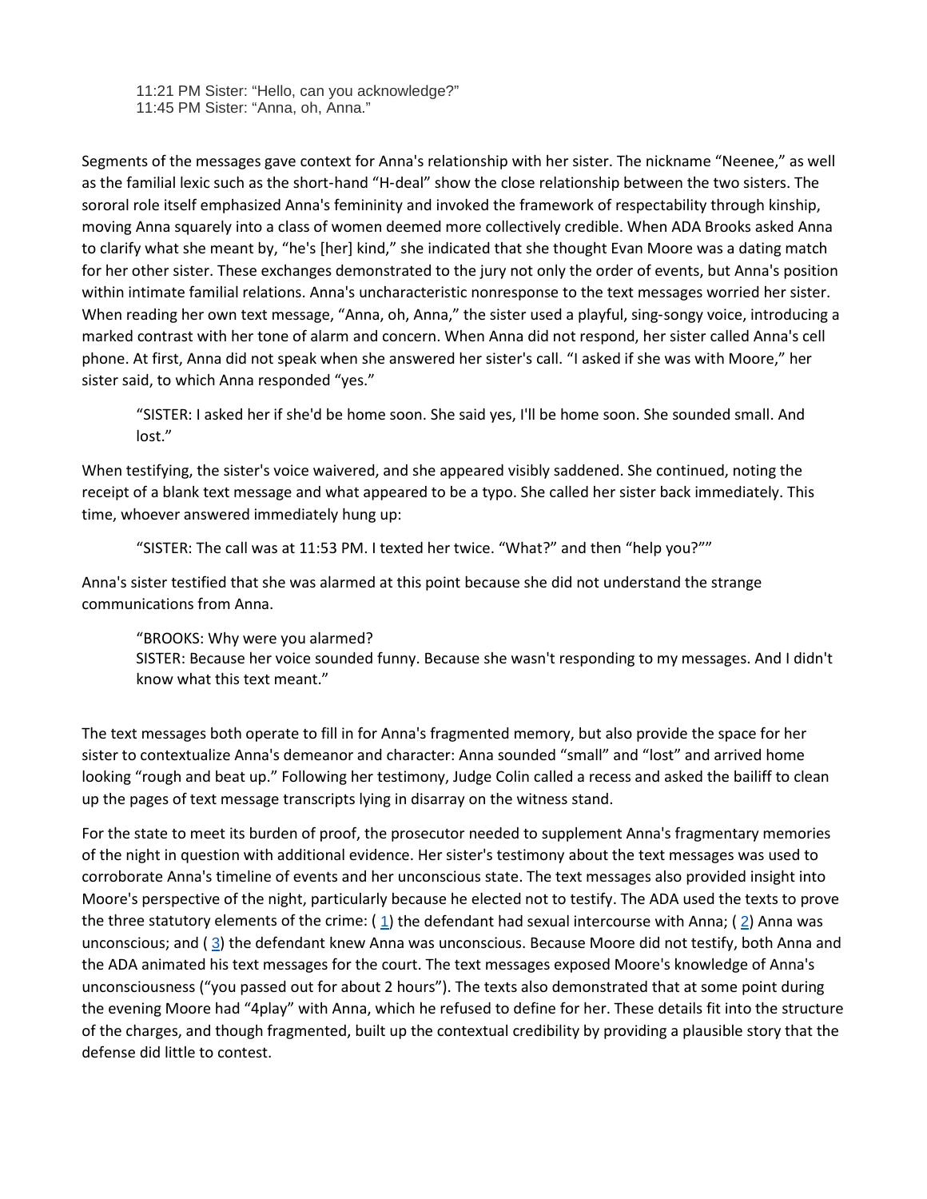> 11:21 PM Sister: “Hello, can you acknowledge?”
> 11:45 PM Sister: “Anna, oh, Anna.”

Segments of the messages gave context for Anna's relationship with her sister. The nickname “Neenee,” as well as the familial lexic such as the short-hand “H-deal” show the close relationship between the two sisters. The sororal role itself emphasized Anna's femininity and invoked the framework of respectability through kinship, moving Anna squarely into a class of women deemed more collectively credible. When ADA Brooks asked Anna to clarify what she meant by, “he's [her] kind,” she indicated that she thought Evan Moore was a dating match for her other sister. These exchanges demonstrated to the jury not only the order of events, but Anna's position within intimate familial relations. Anna's uncharacteristic nonresponse to the text messages worried her sister. When reading her own text message, “Anna, oh, Anna,” the sister used a playful, sing-songy voice, introducing a marked contrast with her tone of alarm and concern. When Anna did not respond, her sister called Anna's cell phone. At first, Anna did not speak when she answered her sister's call. “I asked if she was with Moore,” her sister said, to which Anna responded “yes.”

> “SISTER: I asked her if she'd be home soon. She said yes, I'll be home soon. She sounded small. And lost.”

When testifying, the sister's voice waivered, and she appeared visibly saddened. She continued, noting the receipt of a blank text message and what appeared to be a typo. She called her sister back immediately. This time, whoever answered immediately hung up:

> “SISTER: The call was at 11:53 PM. I texted her twice. “What?” and then “help you?””

Anna's sister testified that she was alarmed at this point because she did not understand the strange communications from Anna.

> “BROOKS: Why were you alarmed?
> SISTER: Because her voice sounded funny. Because she wasn't responding to my messages. And I didn't know what this text meant.”

The text messages both operate to fill in for Anna's fragmented memory, but also provide the space for her sister to contextualize Anna's demeanor and character: Anna sounded “small” and “lost” and arrived home looking “rough and beat up.” Following her testimony, Judge Colin called a recess and asked the bailiff to clean up the pages of text message transcripts lying in disarray on the witness stand.

For the state to meet its burden of proof, the prosecutor needed to supplement Anna's fragmentary memories of the night in question with additional evidence. Her sister's testimony about the text messages was used to corroborate Anna's timeline of events and her unconscious state. The text messages also provided insight into Moore's perspective of the night, particularly because he elected not to testify. The ADA used the texts to prove the three statutory elements of the crime: ( 1) the defendant had sexual intercourse with Anna; ( 2) Anna was unconscious; and ( 3) the defendant knew Anna was unconscious. Because Moore did not testify, both Anna and the ADA animated his text messages for the court. The text messages exposed Moore's knowledge of Anna's unconsciousness (“you passed out for about 2 hours”). The texts also demonstrated that at some point during the evening Moore had “4play” with Anna, which he refused to define for her. These details fit into the structure of the charges, and though fragmented, built up the contextual credibility by providing a plausible story that the defense did little to contest.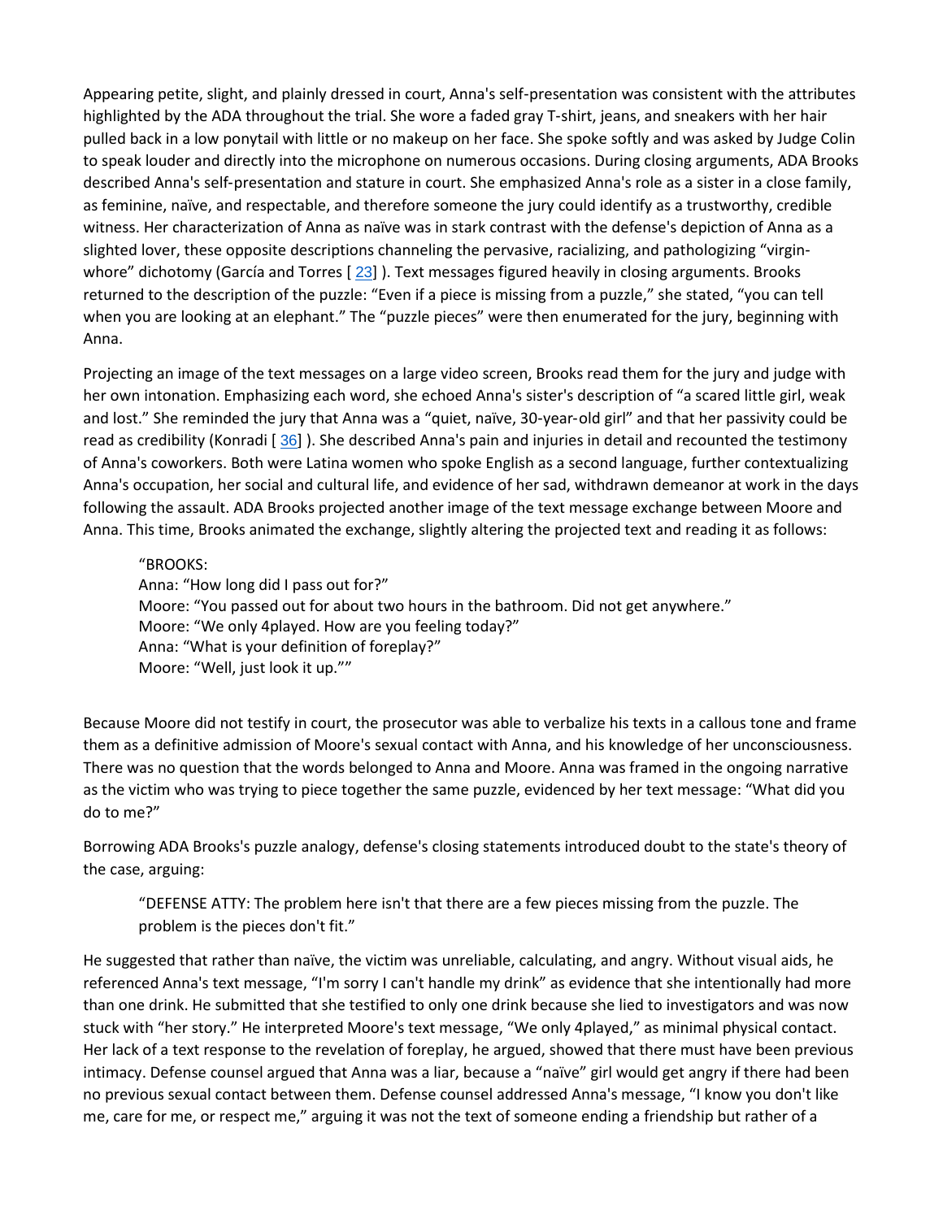Appearing petite, slight, and plainly dressed in court, Anna's self-presentation was consistent with the attributes highlighted by the ADA throughout the trial. She wore a faded gray T-shirt, jeans, and sneakers with her hair pulled back in a low ponytail with little or no makeup on her face. She spoke softly and was asked by Judge Colin to speak louder and directly into the microphone on numerous occasions. During closing arguments, ADA Brooks described Anna's self-presentation and stature in court. She emphasized Anna's role as a sister in a close family, as feminine, naïve, and respectable, and therefore someone the jury could identify as a trustworthy, credible witness. Her characterization of Anna as naïve was in stark contrast with the defense's depiction of Anna as a slighted lover, these opposite descriptions channeling the pervasive, racializing, and pathologizing "virgin-whore" dichotomy (García and Torres [ 23] ). Text messages figured heavily in closing arguments. Brooks returned to the description of the puzzle: "Even if a piece is missing from a puzzle," she stated, "you can tell when you are looking at an elephant." The "puzzle pieces" were then enumerated for the jury, beginning with Anna.

Projecting an image of the text messages on a large video screen, Brooks read them for the jury and judge with her own intonation. Emphasizing each word, she echoed Anna's sister's description of "a scared little girl, weak and lost." She reminded the jury that Anna was a "quiet, naïve, 30-year-old girl" and that her passivity could be read as credibility (Konradi [ 36] ). She described Anna's pain and injuries in detail and recounted the testimony of Anna's coworkers. Both were Latina women who spoke English as a second language, further contextualizing Anna's occupation, her social and cultural life, and evidence of her sad, withdrawn demeanor at work in the days following the assault. ADA Brooks projected another image of the text message exchange between Moore and Anna. This time, Brooks animated the exchange, slightly altering the projected text and reading it as follows:

> "BROOKS:
> Anna: "How long did I pass out for?"
> Moore: "You passed out for about two hours in the bathroom. Did not get anywhere."
> Moore: "We only 4played. How are you feeling today?"
> Anna: "What is your definition of foreplay?"
> Moore: "Well, just look it up.""

Because Moore did not testify in court, the prosecutor was able to verbalize his texts in a callous tone and frame them as a definitive admission of Moore's sexual contact with Anna, and his knowledge of her unconsciousness. There was no question that the words belonged to Anna and Moore. Anna was framed in the ongoing narrative as the victim who was trying to piece together the same puzzle, evidenced by her text message: "What did you do to me?"

Borrowing ADA Brooks's puzzle analogy, defense's closing statements introduced doubt to the state's theory of the case, arguing:

> "DEFENSE ATTY: The problem here isn't that there are a few pieces missing from the puzzle. The problem is the pieces don't fit."

He suggested that rather than naïve, the victim was unreliable, calculating, and angry. Without visual aids, he referenced Anna's text message, "I'm sorry I can't handle my drink" as evidence that she intentionally had more than one drink. He submitted that she testified to only one drink because she lied to investigators and was now stuck with "her story." He interpreted Moore's text message, "We only 4played," as minimal physical contact. Her lack of a text response to the revelation of foreplay, he argued, showed that there must have been previous intimacy. Defense counsel argued that Anna was a liar, because a "naïve" girl would get angry if there had been no previous sexual contact between them. Defense counsel addressed Anna's message, "I know you don't like me, care for me, or respect me," arguing it was not the text of someone ending a friendship but rather of a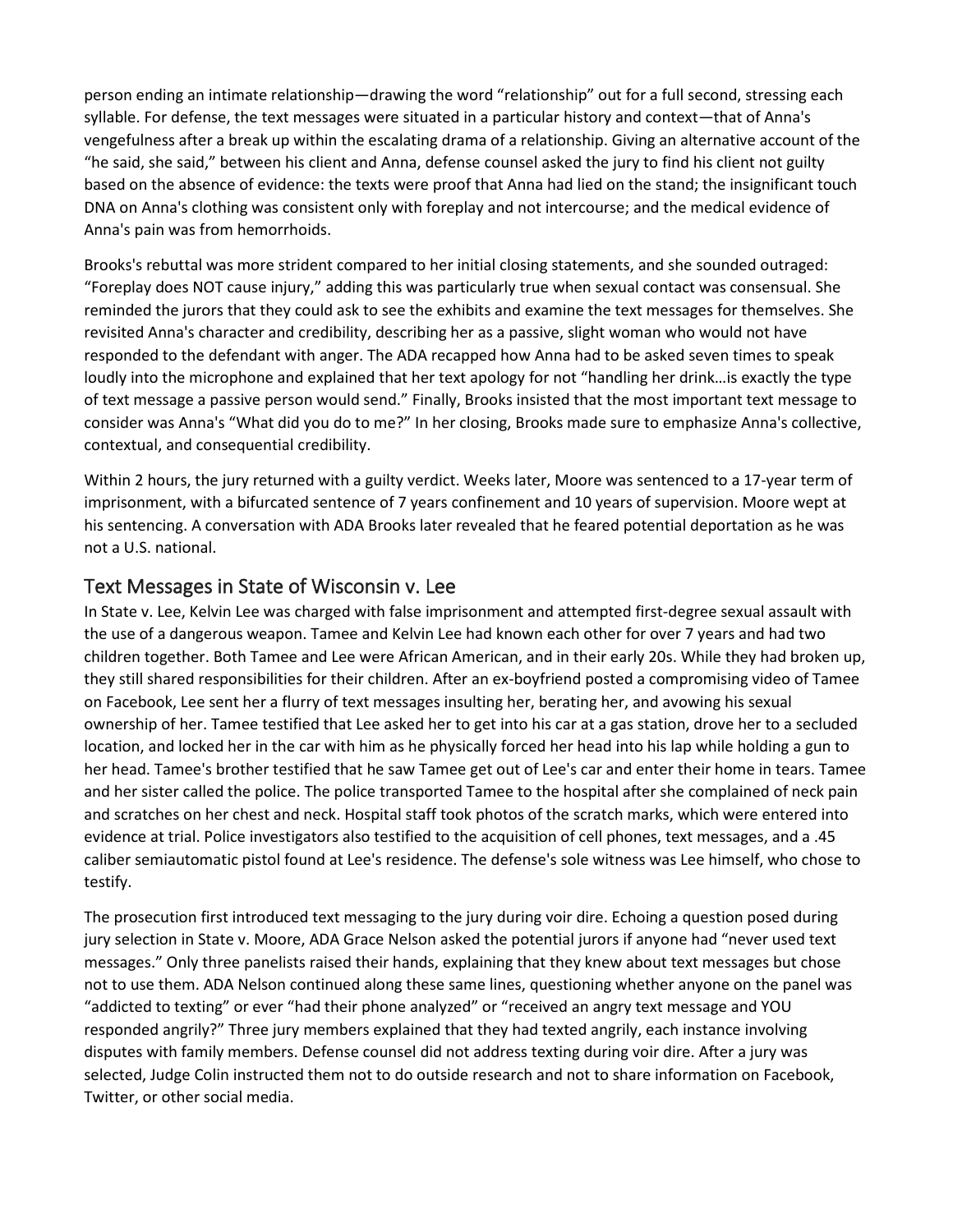person ending an intimate relationship—drawing the word "relationship" out for a full second, stressing each syllable. For defense, the text messages were situated in a particular history and context—that of Anna's vengefulness after a break up within the escalating drama of a relationship. Giving an alternative account of the "he said, she said," between his client and Anna, defense counsel asked the jury to find his client not guilty based on the absence of evidence: the texts were proof that Anna had lied on the stand; the insignificant touch DNA on Anna's clothing was consistent only with foreplay and not intercourse; and the medical evidence of Anna's pain was from hemorrhoids.

Brooks's rebuttal was more strident compared to her initial closing statements, and she sounded outraged: "Foreplay does NOT cause injury," adding this was particularly true when sexual contact was consensual. She reminded the jurors that they could ask to see the exhibits and examine the text messages for themselves. She revisited Anna's character and credibility, describing her as a passive, slight woman who would not have responded to the defendant with anger. The ADA recapped how Anna had to be asked seven times to speak loudly into the microphone and explained that her text apology for not "handling her drink…is exactly the type of text message a passive person would send." Finally, Brooks insisted that the most important text message to consider was Anna's "What did you do to me?" In her closing, Brooks made sure to emphasize Anna's collective, contextual, and consequential credibility.

Within 2 hours, the jury returned with a guilty verdict. Weeks later, Moore was sentenced to a 17-year term of imprisonment, with a bifurcated sentence of 7 years confinement and 10 years of supervision. Moore wept at his sentencing. A conversation with ADA Brooks later revealed that he feared potential deportation as he was not a U.S. national.

## Text Messages in State of Wisconsin v. Lee

In State v. Lee, Kelvin Lee was charged with false imprisonment and attempted first-degree sexual assault with the use of a dangerous weapon. Tamee and Kelvin Lee had known each other for over 7 years and had two children together. Both Tamee and Lee were African American, and in their early 20s. While they had broken up, they still shared responsibilities for their children. After an ex-boyfriend posted a compromising video of Tamee on Facebook, Lee sent her a flurry of text messages insulting her, berating her, and avowing his sexual ownership of her. Tamee testified that Lee asked her to get into his car at a gas station, drove her to a secluded location, and locked her in the car with him as he physically forced her head into his lap while holding a gun to her head. Tamee's brother testified that he saw Tamee get out of Lee's car and enter their home in tears. Tamee and her sister called the police. The police transported Tamee to the hospital after she complained of neck pain and scratches on her chest and neck. Hospital staff took photos of the scratch marks, which were entered into evidence at trial. Police investigators also testified to the acquisition of cell phones, text messages, and a .45 caliber semiautomatic pistol found at Lee's residence. The defense's sole witness was Lee himself, who chose to testify.

The prosecution first introduced text messaging to the jury during voir dire. Echoing a question posed during jury selection in State v. Moore, ADA Grace Nelson asked the potential jurors if anyone had "never used text messages." Only three panelists raised their hands, explaining that they knew about text messages but chose not to use them. ADA Nelson continued along these same lines, questioning whether anyone on the panel was "addicted to texting" or ever "had their phone analyzed" or "received an angry text message and YOU responded angrily?" Three jury members explained that they had texted angrily, each instance involving disputes with family members. Defense counsel did not address texting during voir dire. After a jury was selected, Judge Colin instructed them not to do outside research and not to share information on Facebook, Twitter, or other social media.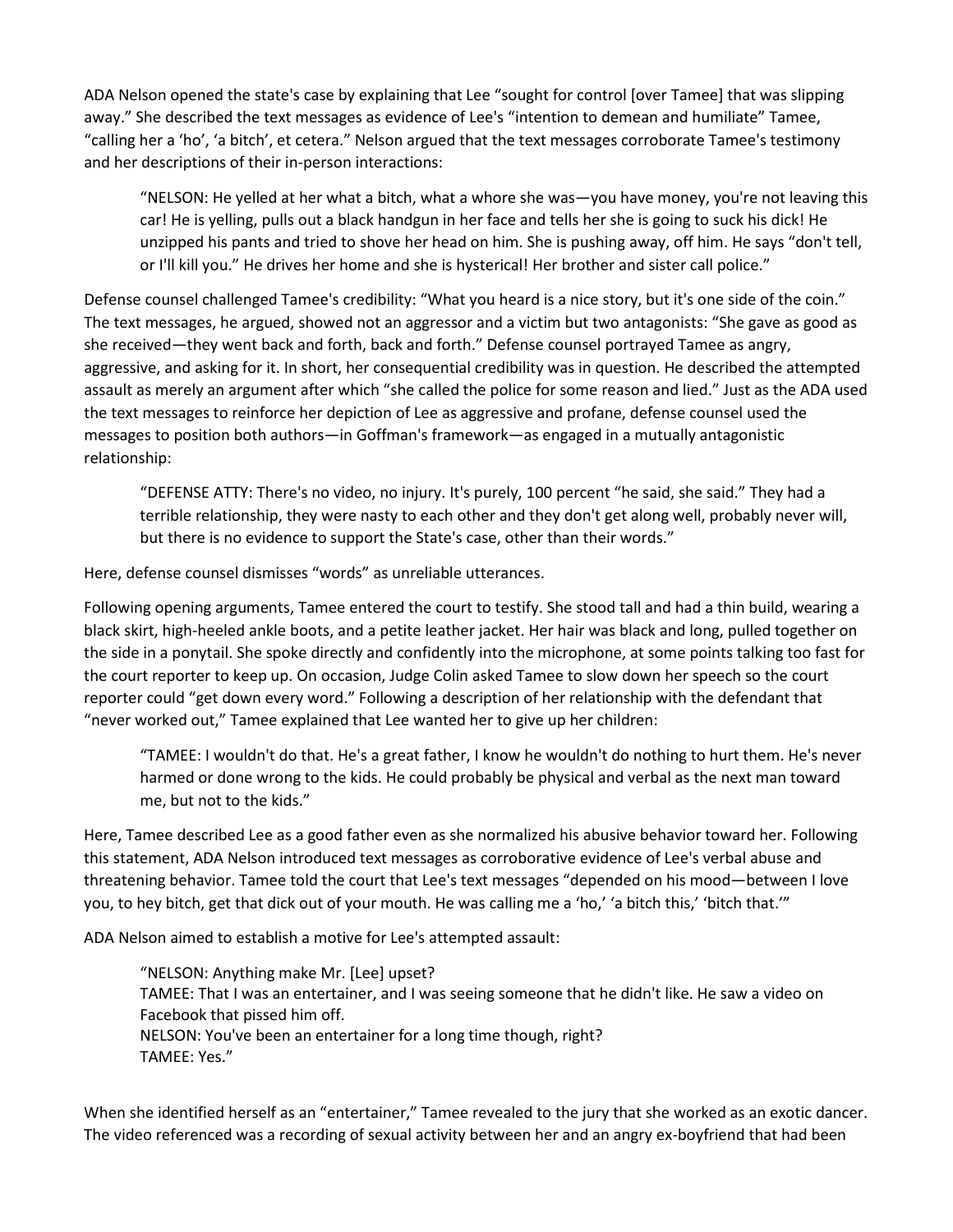ADA Nelson opened the state's case by explaining that Lee "sought for control [over Tamee] that was slipping away." She described the text messages as evidence of Lee's "intention to demean and humiliate" Tamee, "calling her a 'ho', 'a bitch', et cetera." Nelson argued that the text messages corroborate Tamee's testimony and her descriptions of their in-person interactions:

> "NELSON: He yelled at her what a bitch, what a whore she was—you have money, you're not leaving this car! He is yelling, pulls out a black handgun in her face and tells her she is going to suck his dick! He unzipped his pants and tried to shove her head on him. She is pushing away, off him. He says "don't tell, or I'll kill you." He drives her home and she is hysterical! Her brother and sister call police."

Defense counsel challenged Tamee's credibility: "What you heard is a nice story, but it's one side of the coin." The text messages, he argued, showed not an aggressor and a victim but two antagonists: "She gave as good as she received—they went back and forth, back and forth." Defense counsel portrayed Tamee as angry, aggressive, and asking for it. In short, her consequential credibility was in question. He described the attempted assault as merely an argument after which "she called the police for some reason and lied." Just as the ADA used the text messages to reinforce her depiction of Lee as aggressive and profane, defense counsel used the messages to position both authors—in Goffman's framework—as engaged in a mutually antagonistic relationship:

> "DEFENSE ATTY: There's no video, no injury. It's purely, 100 percent "he said, she said." They had a terrible relationship, they were nasty to each other and they don't get along well, probably never will, but there is no evidence to support the State's case, other than their words."

Here, defense counsel dismisses "words" as unreliable utterances.

Following opening arguments, Tamee entered the court to testify. She stood tall and had a thin build, wearing a black skirt, high-heeled ankle boots, and a petite leather jacket. Her hair was black and long, pulled together on the side in a ponytail. She spoke directly and confidently into the microphone, at some points talking too fast for the court reporter to keep up. On occasion, Judge Colin asked Tamee to slow down her speech so the court reporter could "get down every word." Following a description of her relationship with the defendant that "never worked out," Tamee explained that Lee wanted her to give up her children:

> "TAMEE: I wouldn't do that. He's a great father, I know he wouldn't do nothing to hurt them. He's never harmed or done wrong to the kids. He could probably be physical and verbal as the next man toward me, but not to the kids."

Here, Tamee described Lee as a good father even as she normalized his abusive behavior toward her. Following this statement, ADA Nelson introduced text messages as corroborative evidence of Lee's verbal abuse and threatening behavior. Tamee told the court that Lee's text messages "depended on his mood—between I love you, to hey bitch, get that dick out of your mouth. He was calling me a 'ho,' 'a bitch this,' 'bitch that.'"

ADA Nelson aimed to establish a motive for Lee's attempted assault:

> "NELSON: Anything make Mr. [Lee] upset?
> TAMEE: That I was an entertainer, and I was seeing someone that he didn't like. He saw a video on Facebook that pissed him off.
> NELSON: You've been an entertainer for a long time though, right?
> TAMEE: Yes."

When she identified herself as an "entertainer," Tamee revealed to the jury that she worked as an exotic dancer. The video referenced was a recording of sexual activity between her and an angry ex-boyfriend that had been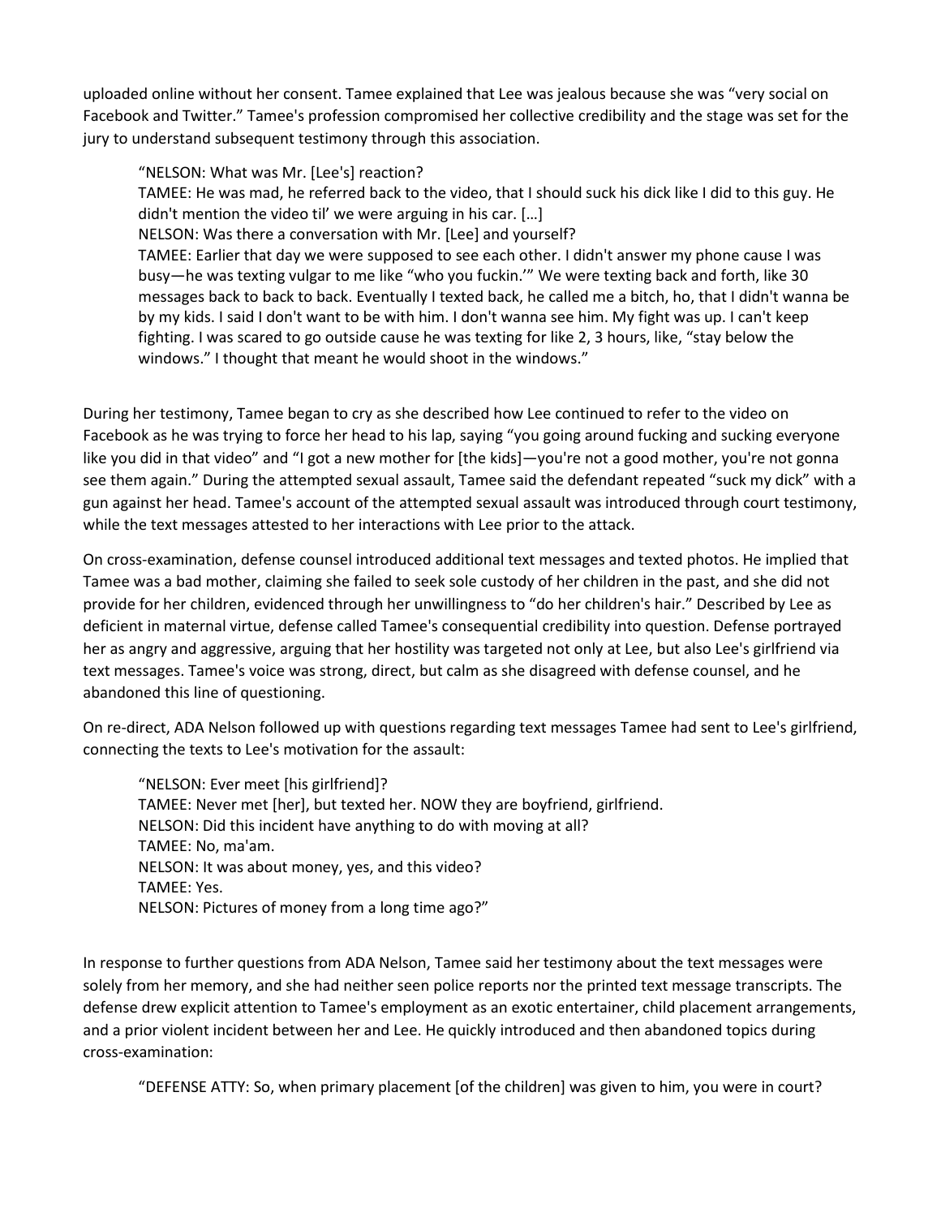uploaded online without her consent. Tamee explained that Lee was jealous because she was "very social on Facebook and Twitter." Tamee's profession compromised her collective credibility and the stage was set for the jury to understand subsequent testimony through this association.

> "NELSON: What was Mr. [Lee's] reaction?
> TAMEE: He was mad, he referred back to the video, that I should suck his dick like I did to this guy. He didn't mention the video til' we were arguing in his car. […]
> NELSON: Was there a conversation with Mr. [Lee] and yourself?
> TAMEE: Earlier that day we were supposed to see each other. I didn't answer my phone cause I was busy—he was texting vulgar to me like "who you fuckin.'" We were texting back and forth, like 30 messages back to back to back. Eventually I texted back, he called me a bitch, ho, that I didn't wanna be by my kids. I said I don't want to be with him. I don't wanna see him. My fight was up. I can't keep fighting. I was scared to go outside cause he was texting for like 2, 3 hours, like, "stay below the windows." I thought that meant he would shoot in the windows."

During her testimony, Tamee began to cry as she described how Lee continued to refer to the video on Facebook as he was trying to force her head to his lap, saying "you going around fucking and sucking everyone like you did in that video" and "I got a new mother for [the kids]—you're not a good mother, you're not gonna see them again." During the attempted sexual assault, Tamee said the defendant repeated "suck my dick" with a gun against her head. Tamee's account of the attempted sexual assault was introduced through court testimony, while the text messages attested to her interactions with Lee prior to the attack.

On cross-examination, defense counsel introduced additional text messages and texted photos. He implied that Tamee was a bad mother, claiming she failed to seek sole custody of her children in the past, and she did not provide for her children, evidenced through her unwillingness to "do her children's hair." Described by Lee as deficient in maternal virtue, defense called Tamee's consequential credibility into question. Defense portrayed her as angry and aggressive, arguing that her hostility was targeted not only at Lee, but also Lee's girlfriend via text messages. Tamee's voice was strong, direct, but calm as she disagreed with defense counsel, and he abandoned this line of questioning.

On re-direct, ADA Nelson followed up with questions regarding text messages Tamee had sent to Lee's girlfriend, connecting the texts to Lee's motivation for the assault:

> "NELSON: Ever meet [his girlfriend]?
> TAMEE: Never met [her], but texted her. NOW they are boyfriend, girlfriend.
> NELSON: Did this incident have anything to do with moving at all?
> TAMEE: No, ma'am.
> NELSON: It was about money, yes, and this video?
> TAMEE: Yes.
> NELSON: Pictures of money from a long time ago?"

In response to further questions from ADA Nelson, Tamee said her testimony about the text messages were solely from her memory, and she had neither seen police reports nor the printed text message transcripts. The defense drew explicit attention to Tamee's employment as an exotic entertainer, child placement arrangements, and a prior violent incident between her and Lee. He quickly introduced and then abandoned topics during cross-examination:

> "DEFENSE ATTY: So, when primary placement [of the children] was given to him, you were in court?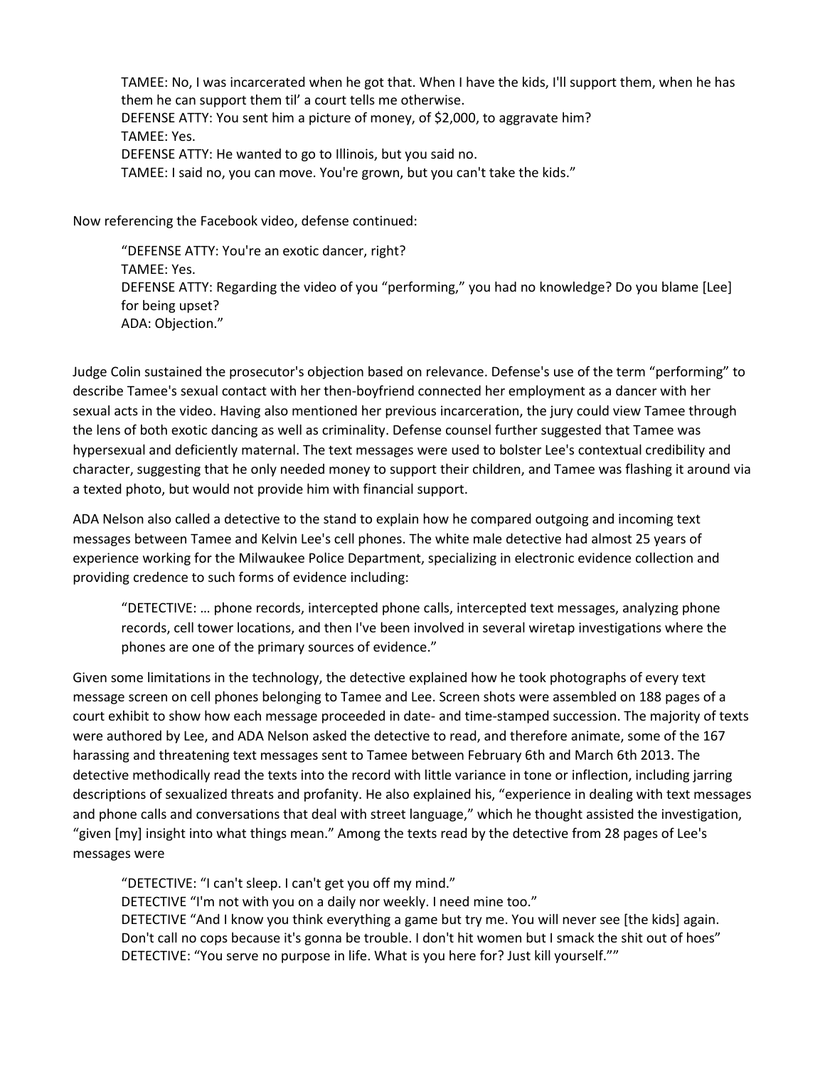> TAMEE: No, I was incarcerated when he got that. When I have the kids, I'll support them, when he has them he can support them til' a court tells me otherwise.
> DEFENSE ATTY: You sent him a picture of money, of $2,000, to aggravate him?
> TAMEE: Yes.
> DEFENSE ATTY: He wanted to go to Illinois, but you said no.
> TAMEE: I said no, you can move. You're grown, but you can't take the kids."

Now referencing the Facebook video, defense continued:

> "DEFENSE ATTY: You're an exotic dancer, right?
> TAMEE: Yes.
> DEFENSE ATTY: Regarding the video of you "performing," you had no knowledge? Do you blame [Lee] for being upset?
> ADA: Objection."

Judge Colin sustained the prosecutor's objection based on relevance. Defense's use of the term "performing" to describe Tamee's sexual contact with her then-boyfriend connected her employment as a dancer with her sexual acts in the video. Having also mentioned her previous incarceration, the jury could view Tamee through the lens of both exotic dancing as well as criminality. Defense counsel further suggested that Tamee was hypersexual and deficiently maternal. The text messages were used to bolster Lee's contextual credibility and character, suggesting that he only needed money to support their children, and Tamee was flashing it around via a texted photo, but would not provide him with financial support.

ADA Nelson also called a detective to the stand to explain how he compared outgoing and incoming text messages between Tamee and Kelvin Lee's cell phones. The white male detective had almost 25 years of experience working for the Milwaukee Police Department, specializing in electronic evidence collection and providing credence to such forms of evidence including:

> "DETECTIVE: … phone records, intercepted phone calls, intercepted text messages, analyzing phone records, cell tower locations, and then I've been involved in several wiretap investigations where the phones are one of the primary sources of evidence."

Given some limitations in the technology, the detective explained how he took photographs of every text message screen on cell phones belonging to Tamee and Lee. Screen shots were assembled on 188 pages of a court exhibit to show how each message proceeded in date- and time-stamped succession. The majority of texts were authored by Lee, and ADA Nelson asked the detective to read, and therefore animate, some of the 167 harassing and threatening text messages sent to Tamee between February 6th and March 6th 2013. The detective methodically read the texts into the record with little variance in tone or inflection, including jarring descriptions of sexualized threats and profanity. He also explained his, "experience in dealing with text messages and phone calls and conversations that deal with street language," which he thought assisted the investigation, "given [my] insight into what things mean." Among the texts read by the detective from 28 pages of Lee's messages were

> "DETECTIVE: "I can't sleep. I can't get you off my mind."
> DETECTIVE "I'm not with you on a daily nor weekly. I need mine too."
> DETECTIVE "And I know you think everything a game but try me. You will never see [the kids] again. Don't call no cops because it's gonna be trouble. I don't hit women but I smack the shit out of hoes"
> DETECTIVE: "You serve no purpose in life. What is you here for? Just kill yourself.""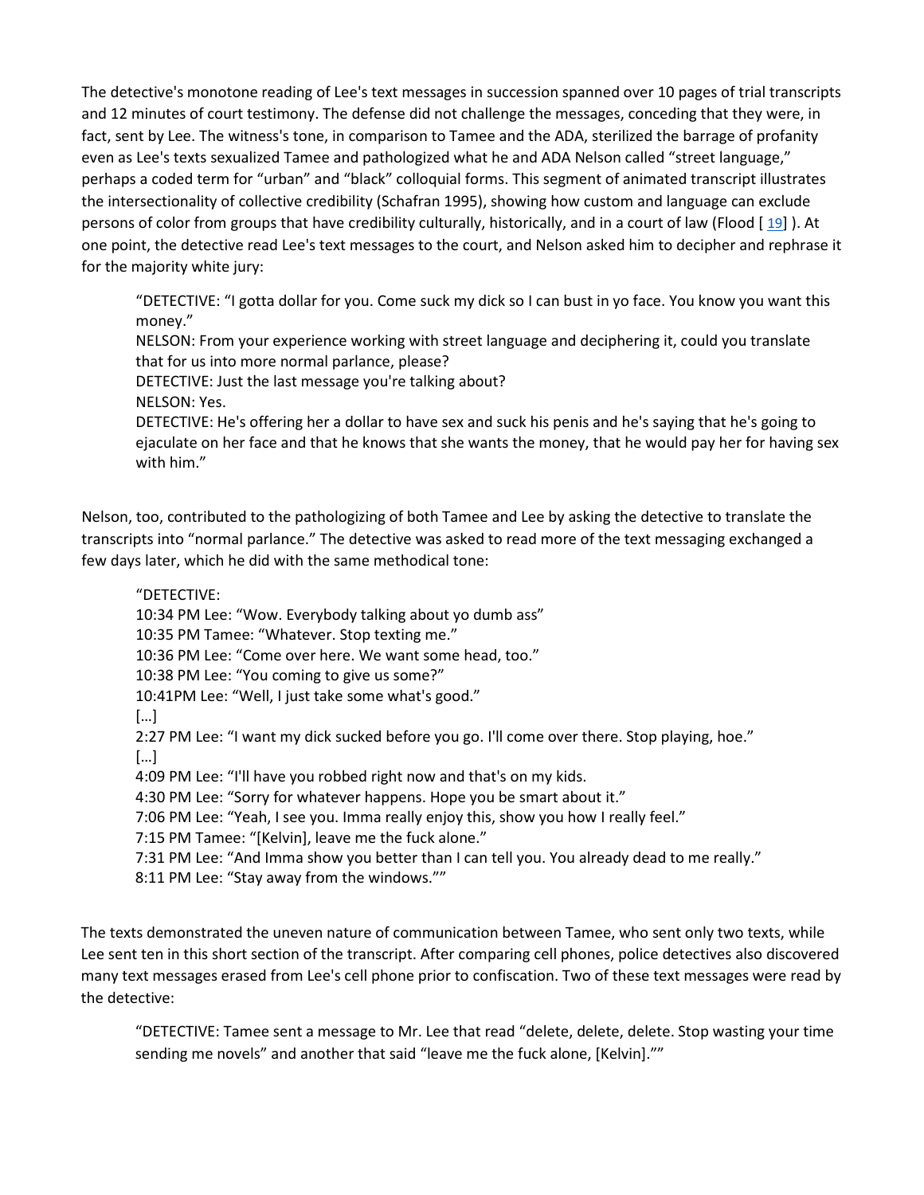The detective's monotone reading of Lee's text messages in succession spanned over 10 pages of trial transcripts and 12 minutes of court testimony. The defense did not challenge the messages, conceding that they were, in fact, sent by Lee. The witness's tone, in comparison to Tamee and the ADA, sterilized the barrage of profanity even as Lee's texts sexualized Tamee and pathologized what he and ADA Nelson called "street language," perhaps a coded term for "urban" and "black" colloquial forms. This segment of animated transcript illustrates the intersectionality of collective credibility (Schafran 1995), showing how custom and language can exclude persons of color from groups that have credibility culturally, historically, and in a court of law (Flood [ 19] ). At one point, the detective read Lee's text messages to the court, and Nelson asked him to decipher and rephrase it for the majority white jury:

> "DETECTIVE: "I gotta dollar for you. Come suck my dick so I can bust in yo face. You know you want this money."
> NELSON: From your experience working with street language and deciphering it, could you translate that for us into more normal parlance, please?
> DETECTIVE: Just the last message you're talking about?
> NELSON: Yes.
> DETECTIVE: He's offering her a dollar to have sex and suck his penis and he's saying that he's going to ejaculate on her face and that he knows that she wants the money, that he would pay her for having sex with him."

Nelson, too, contributed to the pathologizing of both Tamee and Lee by asking the detective to translate the transcripts into "normal parlance." The detective was asked to read more of the text messaging exchanged a few days later, which he did with the same methodical tone:

> "DETECTIVE:
> 10:34 PM Lee: "Wow. Everybody talking about yo dumb ass"
> 10:35 PM Tamee: "Whatever. Stop texting me."
> 10:36 PM Lee: "Come over here. We want some head, too."
> 10:38 PM Lee: "You coming to give us some?"
> 10:41PM Lee: "Well, I just take some what's good."
> […]
> 2:27 PM Lee: "I want my dick sucked before you go. I'll come over there. Stop playing, hoe."
> […]
> 4:09 PM Lee: "I'll have you robbed right now and that's on my kids.
> 4:30 PM Lee: "Sorry for whatever happens. Hope you be smart about it."
> 7:06 PM Lee: "Yeah, I see you. Imma really enjoy this, show you how I really feel."
> 7:15 PM Tamee: "[Kelvin], leave me the fuck alone."
> 7:31 PM Lee: "And Imma show you better than I can tell you. You already dead to me really."
> 8:11 PM Lee: "Stay away from the windows.""

The texts demonstrated the uneven nature of communication between Tamee, who sent only two texts, while Lee sent ten in this short section of the transcript. After comparing cell phones, police detectives also discovered many text messages erased from Lee's cell phone prior to confiscation. Two of these text messages were read by the detective:

> "DETECTIVE: Tamee sent a message to Mr. Lee that read "delete, delete, delete. Stop wasting your time sending me novels" and another that said "leave me the fuck alone, [Kelvin].""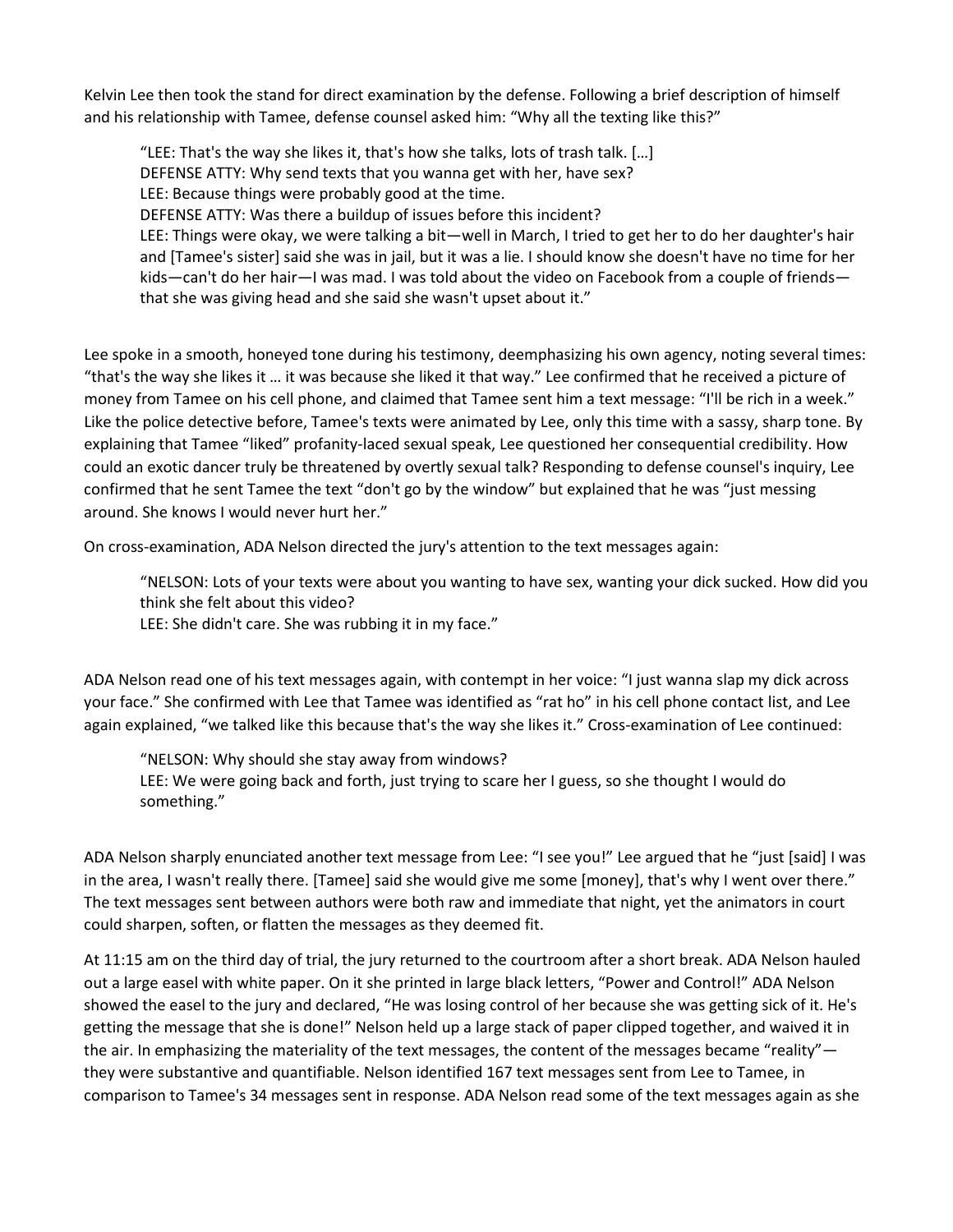Kelvin Lee then took the stand for direct examination by the defense. Following a brief description of himself and his relationship with Tamee, defense counsel asked him: "Why all the texting like this?"

> "LEE: That's the way she likes it, that's how she talks, lots of trash talk. […]
> DEFENSE ATTY: Why send texts that you wanna get with her, have sex?
> LEE: Because things were probably good at the time.
> DEFENSE ATTY: Was there a buildup of issues before this incident?
> LEE: Things were okay, we were talking a bit—well in March, I tried to get her to do her daughter's hair and [Tamee's sister] said she was in jail, but it was a lie. I should know she doesn't have no time for her kids—can't do her hair—I was mad. I was told about the video on Facebook from a couple of friends—that she was giving head and she said she wasn't upset about it."

Lee spoke in a smooth, honeyed tone during his testimony, deemphasizing his own agency, noting several times: "that's the way she likes it … it was because she liked it that way." Lee confirmed that he received a picture of money from Tamee on his cell phone, and claimed that Tamee sent him a text message: "I'll be rich in a week." Like the police detective before, Tamee's texts were animated by Lee, only this time with a sassy, sharp tone. By explaining that Tamee "liked" profanity-laced sexual speak, Lee questioned her consequential credibility. How could an exotic dancer truly be threatened by overtly sexual talk? Responding to defense counsel's inquiry, Lee confirmed that he sent Tamee the text "don't go by the window" but explained that he was "just messing around. She knows I would never hurt her."

On cross-examination, ADA Nelson directed the jury's attention to the text messages again:

> "NELSON: Lots of your texts were about you wanting to have sex, wanting your dick sucked. How did you think she felt about this video?
> LEE: She didn't care. She was rubbing it in my face."

ADA Nelson read one of his text messages again, with contempt in her voice: "I just wanna slap my dick across your face." She confirmed with Lee that Tamee was identified as "rat ho" in his cell phone contact list, and Lee again explained, "we talked like this because that's the way she likes it." Cross-examination of Lee continued:

> "NELSON: Why should she stay away from windows?
> LEE: We were going back and forth, just trying to scare her I guess, so she thought I would do something."

ADA Nelson sharply enunciated another text message from Lee: "I see you!" Lee argued that he "just [said] I was in the area, I wasn't really there. [Tamee] said she would give me some [money], that's why I went over there." The text messages sent between authors were both raw and immediate that night, yet the animators in court could sharpen, soften, or flatten the messages as they deemed fit.

At 11:15 am on the third day of trial, the jury returned to the courtroom after a short break. ADA Nelson hauled out a large easel with white paper. On it she printed in large black letters, "Power and Control!" ADA Nelson showed the easel to the jury and declared, "He was losing control of her because she was getting sick of it. He's getting the message that she is done!" Nelson held up a large stack of paper clipped together, and waived it in the air. In emphasizing the materiality of the text messages, the content of the messages became "reality"—they were substantive and quantifiable. Nelson identified 167 text messages sent from Lee to Tamee, in comparison to Tamee's 34 messages sent in response. ADA Nelson read some of the text messages again as she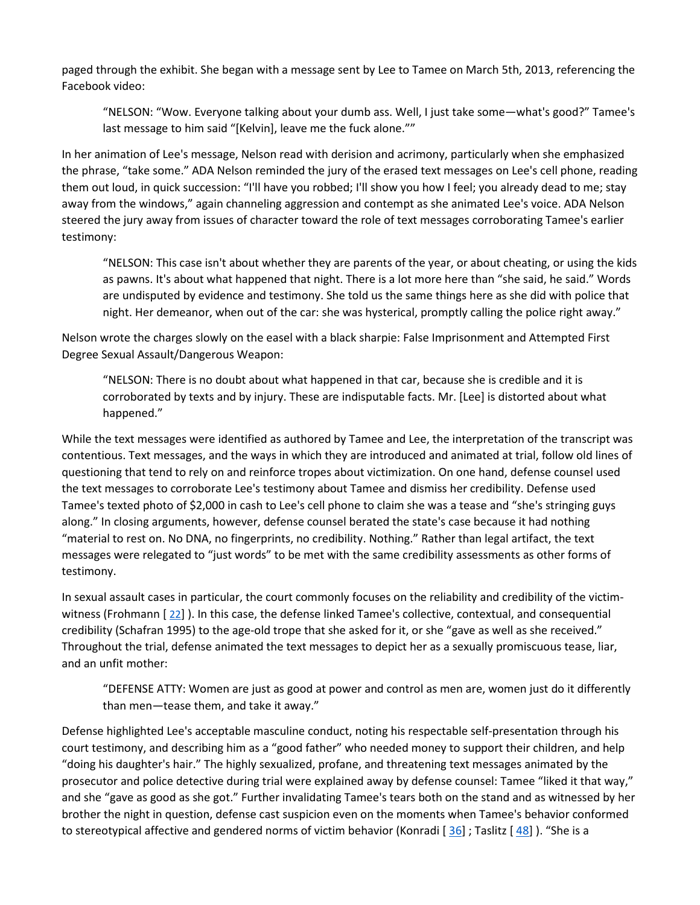paged through the exhibit. She began with a message sent by Lee to Tamee on March 5th, 2013, referencing the Facebook video:

> "NELSON: "Wow. Everyone talking about your dumb ass. Well, I just take some—what's good?" Tamee's last message to him said "[Kelvin], leave me the fuck alone.""

In her animation of Lee's message, Nelson read with derision and acrimony, particularly when she emphasized the phrase, "take some." ADA Nelson reminded the jury of the erased text messages on Lee's cell phone, reading them out loud, in quick succession: "I'll have you robbed; I'll show you how I feel; you already dead to me; stay away from the windows," again channeling aggression and contempt as she animated Lee's voice. ADA Nelson steered the jury away from issues of character toward the role of text messages corroborating Tamee's earlier testimony:

> "NELSON: This case isn't about whether they are parents of the year, or about cheating, or using the kids as pawns. It's about what happened that night. There is a lot more here than "she said, he said." Words are undisputed by evidence and testimony. She told us the same things here as she did with police that night. Her demeanor, when out of the car: she was hysterical, promptly calling the police right away."

Nelson wrote the charges slowly on the easel with a black sharpie: False Imprisonment and Attempted First Degree Sexual Assault/Dangerous Weapon:

> "NELSON: There is no doubt about what happened in that car, because she is credible and it is corroborated by texts and by injury. These are indisputable facts. Mr. [Lee] is distorted about what happened."

While the text messages were identified as authored by Tamee and Lee, the interpretation of the transcript was contentious. Text messages, and the ways in which they are introduced and animated at trial, follow old lines of questioning that tend to rely on and reinforce tropes about victimization. On one hand, defense counsel used the text messages to corroborate Lee's testimony about Tamee and dismiss her credibility. Defense used Tamee's texted photo of $2,000 in cash to Lee's cell phone to claim she was a tease and "she's stringing guys along." In closing arguments, however, defense counsel berated the state's case because it had nothing "material to rest on. No DNA, no fingerprints, no credibility. Nothing." Rather than legal artifact, the text messages were relegated to "just words" to be met with the same credibility assessments as other forms of testimony.

In sexual assault cases in particular, the court commonly focuses on the reliability and credibility of the victim-witness (Frohmann [ 22] ). In this case, the defense linked Tamee's collective, contextual, and consequential credibility (Schafran 1995) to the age-old trope that she asked for it, or she "gave as well as she received." Throughout the trial, defense animated the text messages to depict her as a sexually promiscuous tease, liar, and an unfit mother:

> "DEFENSE ATTY: Women are just as good at power and control as men are, women just do it differently than men—tease them, and take it away."

Defense highlighted Lee's acceptable masculine conduct, noting his respectable self-presentation through his court testimony, and describing him as a "good father" who needed money to support their children, and help "doing his daughter's hair." The highly sexualized, profane, and threatening text messages animated by the prosecutor and police detective during trial were explained away by defense counsel: Tamee "liked it that way," and she "gave as good as she got." Further invalidating Tamee's tears both on the stand and as witnessed by her brother the night in question, defense cast suspicion even on the moments when Tamee's behavior conformed to stereotypical affective and gendered norms of victim behavior (Konradi [ 36] ; Taslitz [ 48] ). "She is a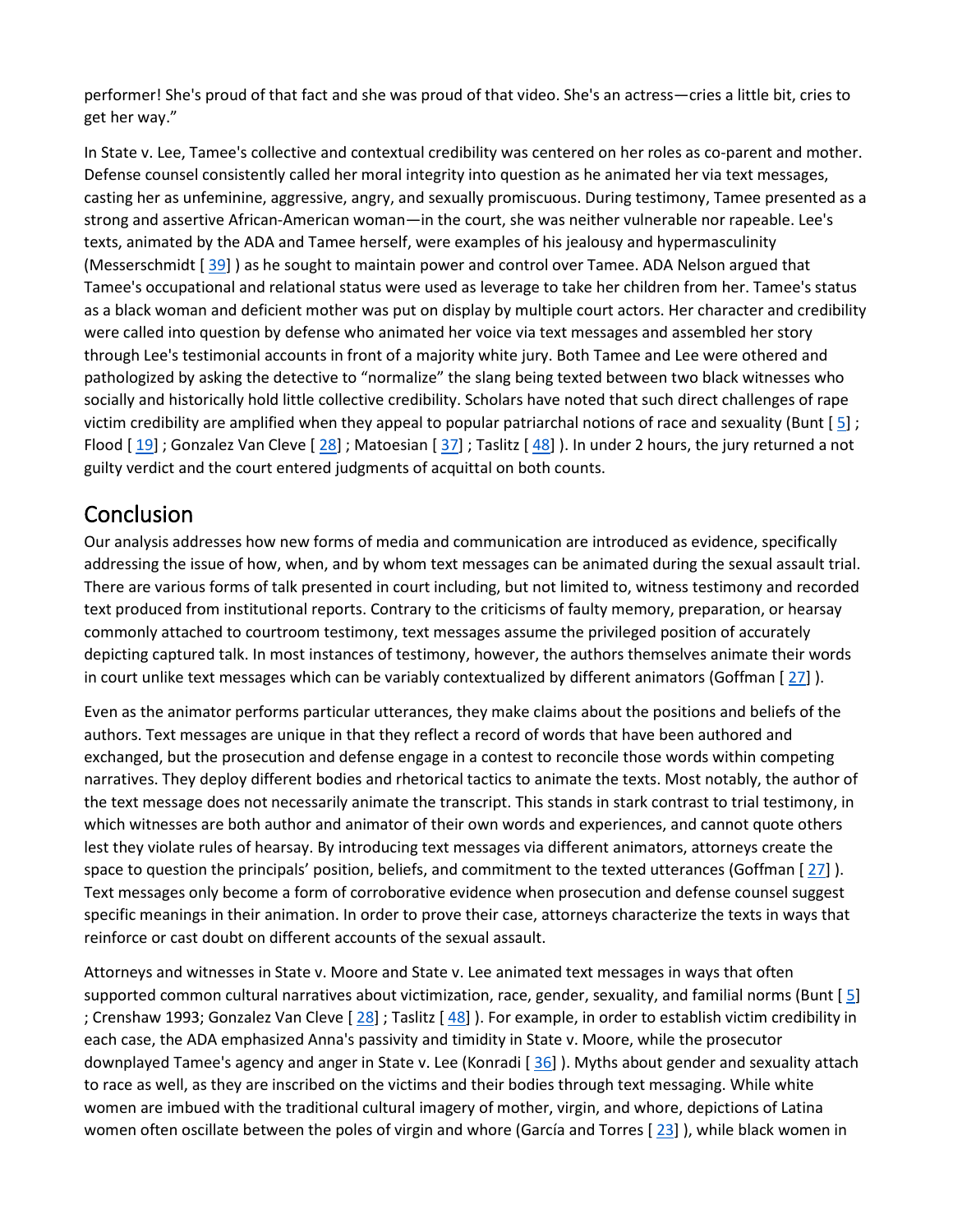performer! She's proud of that fact and she was proud of that video. She's an actress—cries a little bit, cries to get her way."

In State v. Lee, Tamee's collective and contextual credibility was centered on her roles as co-parent and mother. Defense counsel consistently called her moral integrity into question as he animated her via text messages, casting her as unfeminine, aggressive, angry, and sexually promiscuous. During testimony, Tamee presented as a strong and assertive African-American woman—in the court, she was neither vulnerable nor rapeable. Lee's texts, animated by the ADA and Tamee herself, were examples of his jealousy and hypermasculinity (Messerschmidt [ 39] ) as he sought to maintain power and control over Tamee. ADA Nelson argued that Tamee's occupational and relational status were used as leverage to take her children from her. Tamee's status as a black woman and deficient mother was put on display by multiple court actors. Her character and credibility were called into question by defense who animated her voice via text messages and assembled her story through Lee's testimonial accounts in front of a majority white jury. Both Tamee and Lee were othered and pathologized by asking the detective to "normalize" the slang being texted between two black witnesses who socially and historically hold little collective credibility. Scholars have noted that such direct challenges of rape victim credibility are amplified when they appeal to popular patriarchal notions of race and sexuality (Bunt [ 5] ; Flood [ 19] ; Gonzalez Van Cleve [ 28] ; Matoesian [ 37] ; Taslitz [ 48] ). In under 2 hours, the jury returned a not guilty verdict and the court entered judgments of acquittal on both counts.

## Conclusion

Our analysis addresses how new forms of media and communication are introduced as evidence, specifically addressing the issue of how, when, and by whom text messages can be animated during the sexual assault trial. There are various forms of talk presented in court including, but not limited to, witness testimony and recorded text produced from institutional reports. Contrary to the criticisms of faulty memory, preparation, or hearsay commonly attached to courtroom testimony, text messages assume the privileged position of accurately depicting captured talk. In most instances of testimony, however, the authors themselves animate their words in court unlike text messages which can be variably contextualized by different animators (Goffman [ 27] ).

Even as the animator performs particular utterances, they make claims about the positions and beliefs of the authors. Text messages are unique in that they reflect a record of words that have been authored and exchanged, but the prosecution and defense engage in a contest to reconcile those words within competing narratives. They deploy different bodies and rhetorical tactics to animate the texts. Most notably, the author of the text message does not necessarily animate the transcript. This stands in stark contrast to trial testimony, in which witnesses are both author and animator of their own words and experiences, and cannot quote others lest they violate rules of hearsay. By introducing text messages via different animators, attorneys create the space to question the principals' position, beliefs, and commitment to the texted utterances (Goffman [ 27] ). Text messages only become a form of corroborative evidence when prosecution and defense counsel suggest specific meanings in their animation. In order to prove their case, attorneys characterize the texts in ways that reinforce or cast doubt on different accounts of the sexual assault.

Attorneys and witnesses in State v. Moore and State v. Lee animated text messages in ways that often supported common cultural narratives about victimization, race, gender, sexuality, and familial norms (Bunt [ 5] ; Crenshaw 1993; Gonzalez Van Cleve [ 28] ; Taslitz [ 48] ). For example, in order to establish victim credibility in each case, the ADA emphasized Anna's passivity and timidity in State v. Moore, while the prosecutor downplayed Tamee's agency and anger in State v. Lee (Konradi [ 36] ). Myths about gender and sexuality attach to race as well, as they are inscribed on the victims and their bodies through text messaging. While white women are imbued with the traditional cultural imagery of mother, virgin, and whore, depictions of Latina women often oscillate between the poles of virgin and whore (García and Torres [ 23] ), while black women in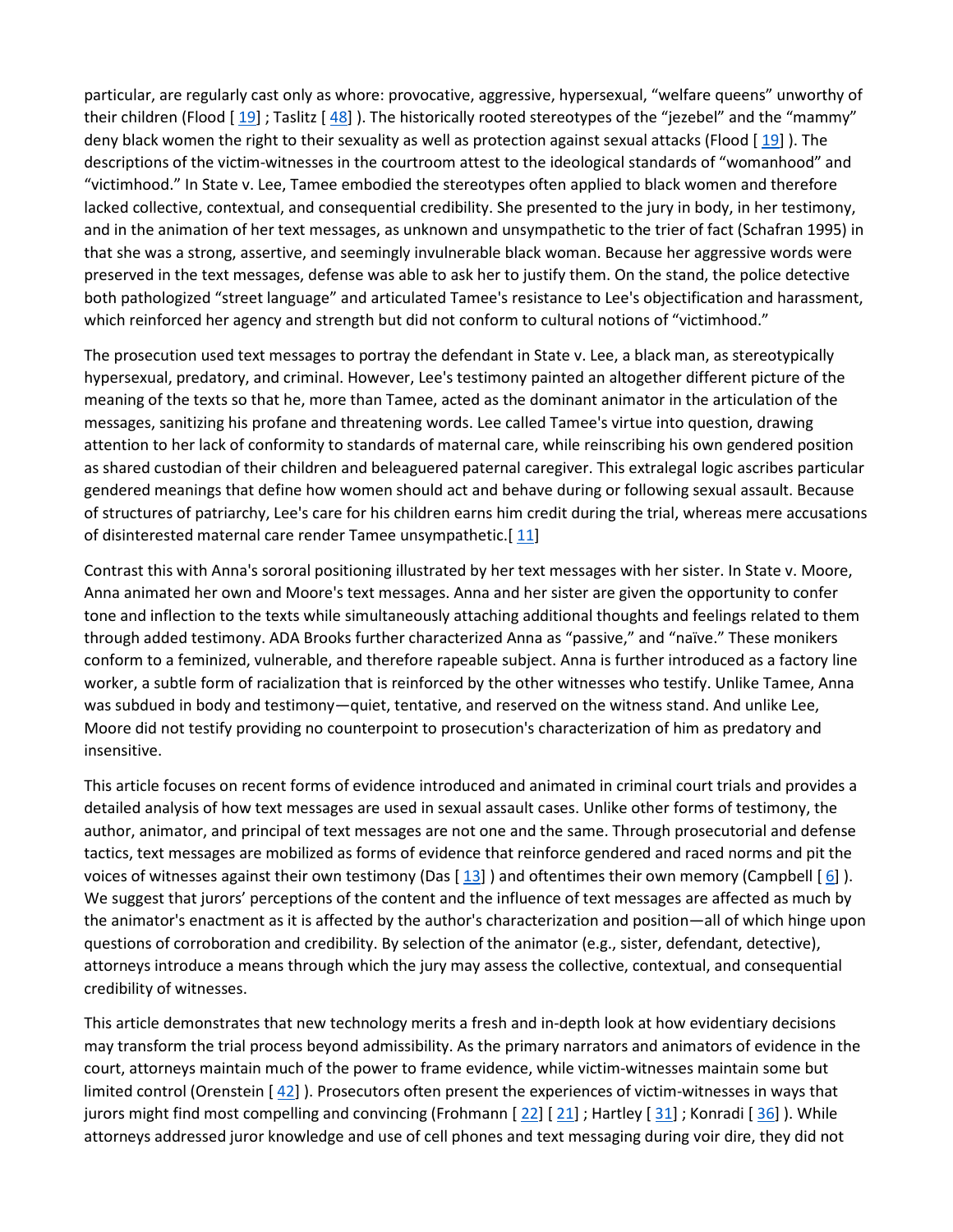particular, are regularly cast only as whore: provocative, aggressive, hypersexual, "welfare queens" unworthy of their children (Flood [ 19] ; Taslitz [ 48] ). The historically rooted stereotypes of the "jezebel" and the "mammy" deny black women the right to their sexuality as well as protection against sexual attacks (Flood [ 19] ). The descriptions of the victim-witnesses in the courtroom attest to the ideological standards of "womanhood" and "victimhood." In State v. Lee, Tamee embodied the stereotypes often applied to black women and therefore lacked collective, contextual, and consequential credibility. She presented to the jury in body, in her testimony, and in the animation of her text messages, as unknown and unsympathetic to the trier of fact (Schafran 1995) in that she was a strong, assertive, and seemingly invulnerable black woman. Because her aggressive words were preserved in the text messages, defense was able to ask her to justify them. On the stand, the police detective both pathologized "street language" and articulated Tamee's resistance to Lee's objectification and harassment, which reinforced her agency and strength but did not conform to cultural notions of "victimhood."

The prosecution used text messages to portray the defendant in State v. Lee, a black man, as stereotypically hypersexual, predatory, and criminal. However, Lee's testimony painted an altogether different picture of the meaning of the texts so that he, more than Tamee, acted as the dominant animator in the articulation of the messages, sanitizing his profane and threatening words. Lee called Tamee's virtue into question, drawing attention to her lack of conformity to standards of maternal care, while reinscribing his own gendered position as shared custodian of their children and beleaguered paternal caregiver. This extralegal logic ascribes particular gendered meanings that define how women should act and behave during or following sexual assault. Because of structures of patriarchy, Lee's care for his children earns him credit during the trial, whereas mere accusations of disinterested maternal care render Tamee unsympathetic.[ 11]

Contrast this with Anna's sororal positioning illustrated by her text messages with her sister. In State v. Moore, Anna animated her own and Moore's text messages. Anna and her sister are given the opportunity to confer tone and inflection to the texts while simultaneously attaching additional thoughts and feelings related to them through added testimony. ADA Brooks further characterized Anna as "passive," and "naïve." These monikers conform to a feminized, vulnerable, and therefore rapeable subject. Anna is further introduced as a factory line worker, a subtle form of racialization that is reinforced by the other witnesses who testify. Unlike Tamee, Anna was subdued in body and testimony—quiet, tentative, and reserved on the witness stand. And unlike Lee, Moore did not testify providing no counterpoint to prosecution's characterization of him as predatory and insensitive.

This article focuses on recent forms of evidence introduced and animated in criminal court trials and provides a detailed analysis of how text messages are used in sexual assault cases. Unlike other forms of testimony, the author, animator, and principal of text messages are not one and the same. Through prosecutorial and defense tactics, text messages are mobilized as forms of evidence that reinforce gendered and raced norms and pit the voices of witnesses against their own testimony (Das [ 13] ) and oftentimes their own memory (Campbell [ 6] ). We suggest that jurors' perceptions of the content and the influence of text messages are affected as much by the animator's enactment as it is affected by the author's characterization and position—all of which hinge upon questions of corroboration and credibility. By selection of the animator (e.g., sister, defendant, detective), attorneys introduce a means through which the jury may assess the collective, contextual, and consequential credibility of witnesses.

This article demonstrates that new technology merits a fresh and in-depth look at how evidentiary decisions may transform the trial process beyond admissibility. As the primary narrators and animators of evidence in the court, attorneys maintain much of the power to frame evidence, while victim-witnesses maintain some but limited control (Orenstein [ 42] ). Prosecutors often present the experiences of victim-witnesses in ways that jurors might find most compelling and convincing (Frohmann [ 22] [ 21] ; Hartley [ 31] ; Konradi [ 36] ). While attorneys addressed juror knowledge and use of cell phones and text messaging during voir dire, they did not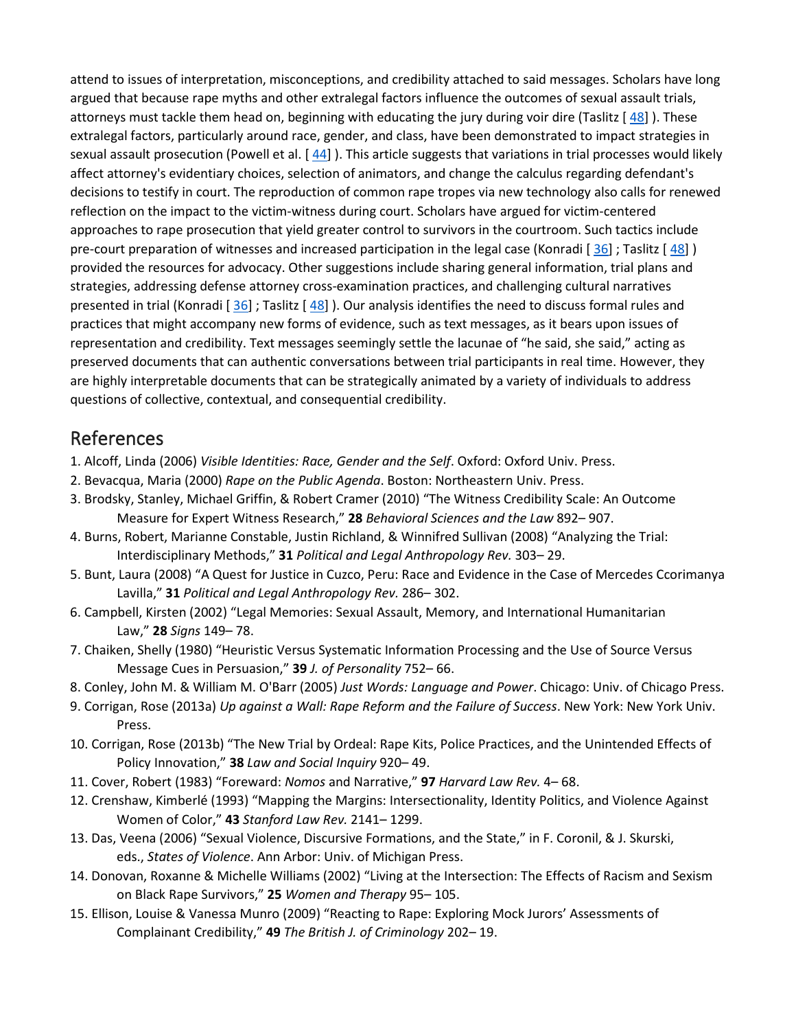attend to issues of interpretation, misconceptions, and credibility attached to said messages. Scholars have long argued that because rape myths and other extralegal factors influence the outcomes of sexual assault trials, attorneys must tackle them head on, beginning with educating the jury during voir dire (Taslitz [ 48] ). These extralegal factors, particularly around race, gender, and class, have been demonstrated to impact strategies in sexual assault prosecution (Powell et al. [ 44] ). This article suggests that variations in trial processes would likely affect attorney's evidentiary choices, selection of animators, and change the calculus regarding defendant's decisions to testify in court. The reproduction of common rape tropes via new technology also calls for renewed reflection on the impact to the victim-witness during court. Scholars have argued for victim-centered approaches to rape prosecution that yield greater control to survivors in the courtroom. Such tactics include pre-court preparation of witnesses and increased participation in the legal case (Konradi [ 36] ; Taslitz [ 48] ) provided the resources for advocacy. Other suggestions include sharing general information, trial plans and strategies, addressing defense attorney cross-examination practices, and challenging cultural narratives presented in trial (Konradi [ 36] ; Taslitz [ 48] ). Our analysis identifies the need to discuss formal rules and practices that might accompany new forms of evidence, such as text messages, as it bears upon issues of representation and credibility. Text messages seemingly settle the lacunae of "he said, she said," acting as preserved documents that can authentic conversations between trial participants in real time. However, they are highly interpretable documents that can be strategically animated by a variety of individuals to address questions of collective, contextual, and consequential credibility.

## References

1. Alcoff, Linda (2006) *Visible Identities: Race, Gender and the Self*. Oxford: Oxford Univ. Press.
2. Bevacqua, Maria (2000) *Rape on the Public Agenda*. Boston: Northeastern Univ. Press.
3. Brodsky, Stanley, Michael Griffin, & Robert Cramer (2010) "The Witness Credibility Scale: An Outcome Measure for Expert Witness Research," **28** *Behavioral Sciences and the Law* 892– 907.
4. Burns, Robert, Marianne Constable, Justin Richland, & Winnifred Sullivan (2008) "Analyzing the Trial: Interdisciplinary Methods," **31** *Political and Legal Anthropology Rev.* 303– 29.
5. Bunt, Laura (2008) "A Quest for Justice in Cuzco, Peru: Race and Evidence in the Case of Mercedes Ccorimanya Lavilla," **31** *Political and Legal Anthropology Rev.* 286– 302.
6. Campbell, Kirsten (2002) "Legal Memories: Sexual Assault, Memory, and International Humanitarian Law," **28** *Signs* 149– 78.
7. Chaiken, Shelly (1980) "Heuristic Versus Systematic Information Processing and the Use of Source Versus Message Cues in Persuasion," **39** *J. of Personality* 752– 66.
8. Conley, John M. & William M. O'Barr (2005) *Just Words: Language and Power*. Chicago: Univ. of Chicago Press.
9. Corrigan, Rose (2013a) *Up against a Wall: Rape Reform and the Failure of Success*. New York: New York Univ. Press.
10. Corrigan, Rose (2013b) "The New Trial by Ordeal: Rape Kits, Police Practices, and the Unintended Effects of Policy Innovation," **38** *Law and Social Inquiry* 920– 49.
11. Cover, Robert (1983) "Foreward: *Nomos* and Narrative," **97** *Harvard Law Rev.* 4– 68.
12. Crenshaw, Kimberlé (1993) "Mapping the Margins: Intersectionality, Identity Politics, and Violence Against Women of Color," **43** *Stanford Law Rev.* 2141– 1299.
13. Das, Veena (2006) "Sexual Violence, Discursive Formations, and the State," in F. Coronil, & J. Skurski, eds., *States of Violence*. Ann Arbor: Univ. of Michigan Press.
14. Donovan, Roxanne & Michelle Williams (2002) "Living at the Intersection: The Effects of Racism and Sexism on Black Rape Survivors," **25** *Women and Therapy* 95– 105.
15. Ellison, Louise & Vanessa Munro (2009) "Reacting to Rape: Exploring Mock Jurors' Assessments of Complainant Credibility," **49** *The British J. of Criminology* 202– 19.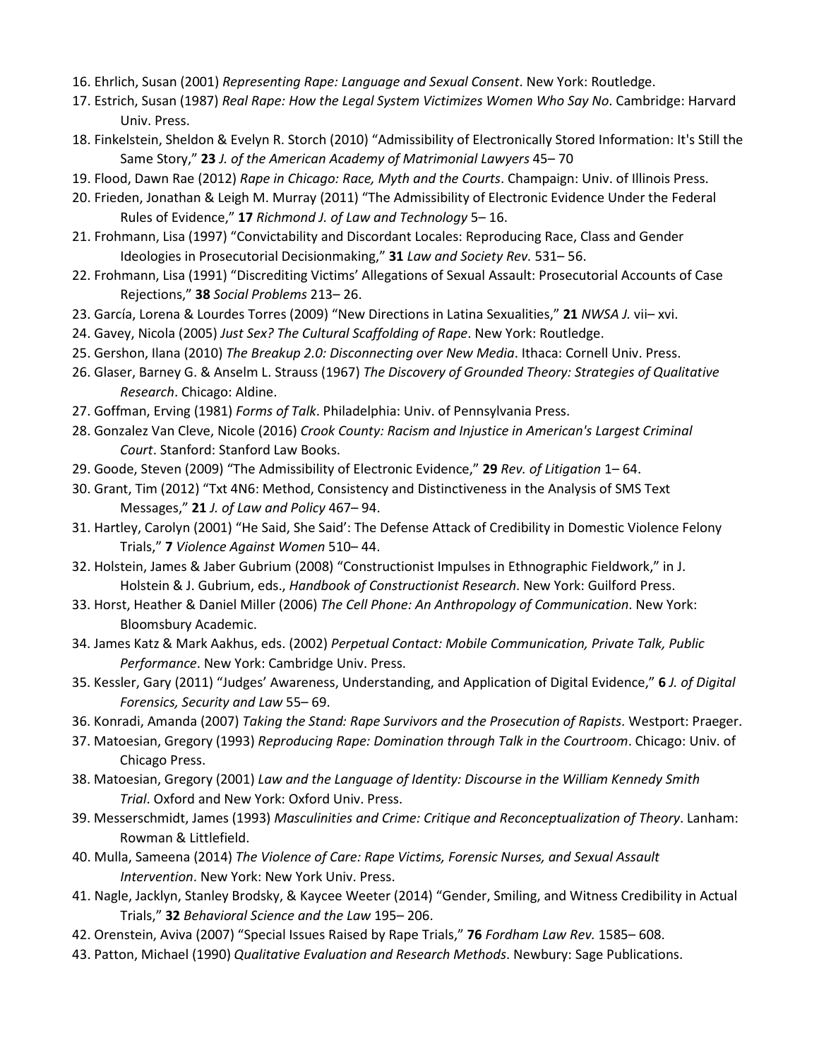16. Ehrlich, Susan (2001) *Representing Rape: Language and Sexual Consent*. New York: Routledge.
17. Estrich, Susan (1987) *Real Rape: How the Legal System Victimizes Women Who Say No*. Cambridge: Harvard Univ. Press.
18. Finkelstein, Sheldon & Evelyn R. Storch (2010) "Admissibility of Electronically Stored Information: It's Still the Same Story," **23** *J. of the American Academy of Matrimonial Lawyers* 45– 70
19. Flood, Dawn Rae (2012) *Rape in Chicago: Race, Myth and the Courts*. Champaign: Univ. of Illinois Press.
20. Frieden, Jonathan & Leigh M. Murray (2011) "The Admissibility of Electronic Evidence Under the Federal Rules of Evidence," **17** *Richmond J. of Law and Technology* 5– 16.
21. Frohmann, Lisa (1997) "Convictability and Discordant Locales: Reproducing Race, Class and Gender Ideologies in Prosecutorial Decisionmaking," **31** *Law and Society Rev.* 531– 56.
22. Frohmann, Lisa (1991) "Discrediting Victims' Allegations of Sexual Assault: Prosecutorial Accounts of Case Rejections," **38** *Social Problems* 213– 26.
23. García, Lorena & Lourdes Torres (2009) "New Directions in Latina Sexualities," **21** *NWSA J.* vii– xvi.
24. Gavey, Nicola (2005) *Just Sex? The Cultural Scaffolding of Rape*. New York: Routledge.
25. Gershon, Ilana (2010) *The Breakup 2.0: Disconnecting over New Media*. Ithaca: Cornell Univ. Press.
26. Glaser, Barney G. & Anselm L. Strauss (1967) *The Discovery of Grounded Theory: Strategies of Qualitative Research*. Chicago: Aldine.
27. Goffman, Erving (1981) *Forms of Talk*. Philadelphia: Univ. of Pennsylvania Press.
28. Gonzalez Van Cleve, Nicole (2016) *Crook County: Racism and Injustice in American's Largest Criminal Court*. Stanford: Stanford Law Books.
29. Goode, Steven (2009) "The Admissibility of Electronic Evidence," **29** *Rev. of Litigation* 1– 64.
30. Grant, Tim (2012) "Txt 4N6: Method, Consistency and Distinctiveness in the Analysis of SMS Text Messages," **21** *J. of Law and Policy* 467– 94.
31. Hartley, Carolyn (2001) "He Said, She Said': The Defense Attack of Credibility in Domestic Violence Felony Trials," **7** *Violence Against Women* 510– 44.
32. Holstein, James & Jaber Gubrium (2008) "Constructionist Impulses in Ethnographic Fieldwork," in J. Holstein & J. Gubrium, eds., *Handbook of Constructionist Research*. New York: Guilford Press.
33. Horst, Heather & Daniel Miller (2006) *The Cell Phone: An Anthropology of Communication*. New York: Bloomsbury Academic.
34. James Katz & Mark Aakhus, eds. (2002) *Perpetual Contact: Mobile Communication, Private Talk, Public Performance*. New York: Cambridge Univ. Press.
35. Kessler, Gary (2011) "Judges' Awareness, Understanding, and Application of Digital Evidence," **6** *J. of Digital Forensics, Security and Law* 55– 69.
36. Konradi, Amanda (2007) *Taking the Stand: Rape Survivors and the Prosecution of Rapists*. Westport: Praeger.
37. Matoesian, Gregory (1993) *Reproducing Rape: Domination through Talk in the Courtroom*. Chicago: Univ. of Chicago Press.
38. Matoesian, Gregory (2001) *Law and the Language of Identity: Discourse in the William Kennedy Smith Trial*. Oxford and New York: Oxford Univ. Press.
39. Messerschmidt, James (1993) *Masculinities and Crime: Critique and Reconceptualization of Theory*. Lanham: Rowman & Littlefield.
40. Mulla, Sameena (2014) *The Violence of Care: Rape Victims, Forensic Nurses, and Sexual Assault Intervention*. New York: New York Univ. Press.
41. Nagle, Jacklyn, Stanley Brodsky, & Kaycee Weeter (2014) "Gender, Smiling, and Witness Credibility in Actual Trials," **32** *Behavioral Science and the Law* 195– 206.
42. Orenstein, Aviva (2007) "Special Issues Raised by Rape Trials," **76** *Fordham Law Rev.* 1585– 608.
43. Patton, Michael (1990) *Qualitative Evaluation and Research Methods*. Newbury: Sage Publications.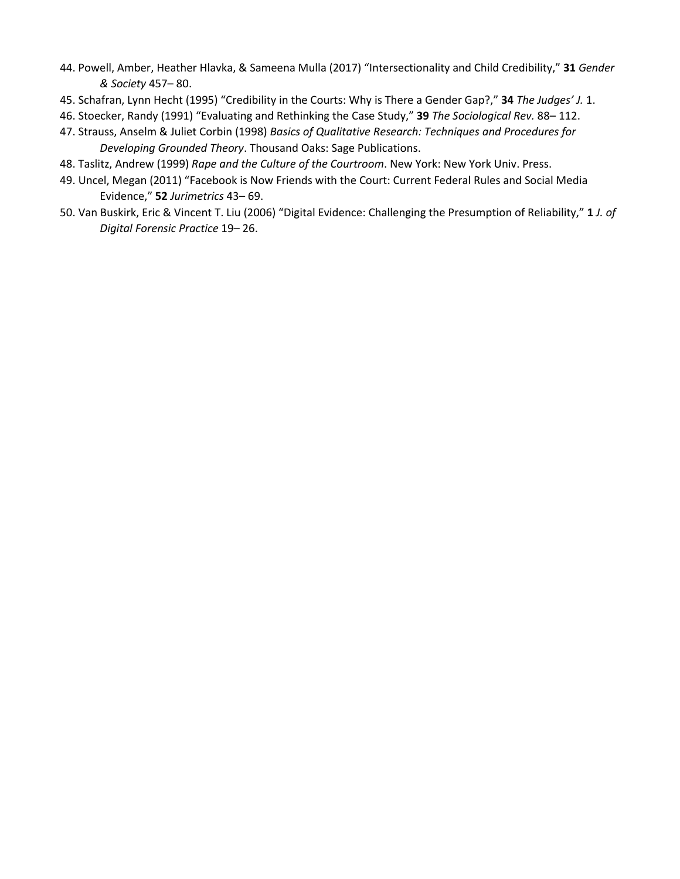44. Powell, Amber, Heather Hlavka, & Sameena Mulla (2017) "Intersectionality and Child Credibility," **31** *Gender & Society* 457– 80.
45. Schafran, Lynn Hecht (1995) "Credibility in the Courts: Why is There a Gender Gap?," **34** *The Judges' J.* 1.
46. Stoecker, Randy (1991) "Evaluating and Rethinking the Case Study," **39** *The Sociological Rev.* 88– 112.
47. Strauss, Anselm & Juliet Corbin (1998) *Basics of Qualitative Research: Techniques and Procedures for Developing Grounded Theory*. Thousand Oaks: Sage Publications.
48. Taslitz, Andrew (1999) *Rape and the Culture of the Courtroom*. New York: New York Univ. Press.
49. Uncel, Megan (2011) "Facebook is Now Friends with the Court: Current Federal Rules and Social Media Evidence," **52** *Jurimetrics* 43– 69.
50. Van Buskirk, Eric & Vincent T. Liu (2006) "Digital Evidence: Challenging the Presumption of Reliability," **1** *J. of Digital Forensic Practice* 19– 26.